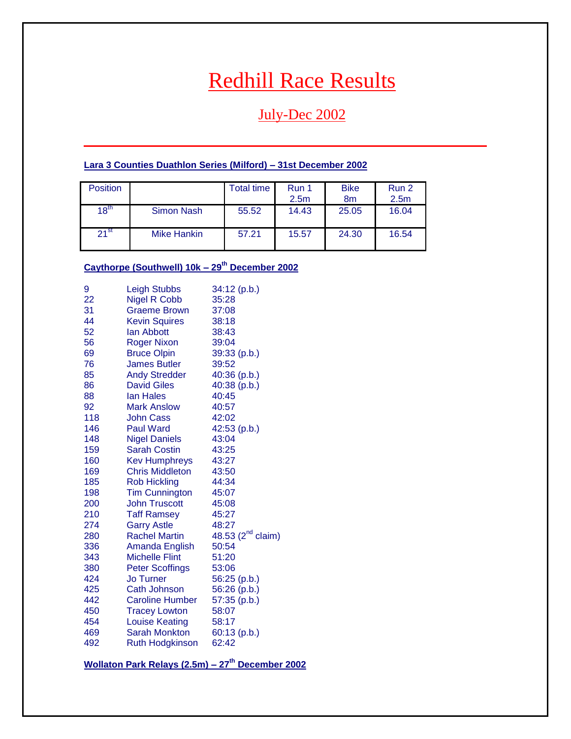# Redhill Race Results

## July-Dec 2002

---

**Lara 3 Counties Duathlon Series (Milford) – 31st December 2002**

| Position | | Total time | Run 1 2.5m | Bike 8m | Run 2 2.5m |
|---|---|---|---|---|---|
| 18th | Simon Nash | 55.52 | 14.43 | 25.05 | 16.04 |
| 21st | Mike Hankin | 57.21 | 15.57 | 24.30 | 16.54 |

**Caythorpe (Southwell) 10k – 29th December 2002**

| | | |
|---|---|---|
| 9 | Leigh Stubbs | 34:12 (p.b.) |
| 22 | Nigel R Cobb | 35:28 |
| 31 | Graeme Brown | 37:08 |
| 44 | Kevin Squires | 38:18 |
| 52 | Ian Abbott | 38:43 |
| 56 | Roger Nixon | 39:04 |
| 69 | Bruce Olpin | 39:33 (p.b.) |
| 76 | James Butler | 39:52 |
| 85 | Andy Stredder | 40:36 (p.b.) |
| 86 | David Giles | 40:38 (p.b.) |
| 88 | Ian Hales | 40:45 |
| 92 | Mark Anslow | 40:57 |
| 118 | John Cass | 42:02 |
| 146 | Paul Ward | 42:53 (p.b.) |
| 148 | Nigel Daniels | 43:04 |
| 159 | Sarah Costin | 43:25 |
| 160 | Kev Humphreys | 43:27 |
| 169 | Chris Middleton | 43:50 |
| 185 | Rob Hickling | 44:34 |
| 198 | Tim Cunnington | 45:07 |
| 200 | John Truscott | 45:08 |
| 210 | Taff Ramsey | 45:27 |
| 274 | Garry Astle | 48:27 |
| 280 | Rachel Martin | 48.53 (2nd claim) |
| 336 | Amanda English | 50:54 |
| 343 | Michelle Flint | 51:20 |
| 380 | Peter Scoffings | 53:06 |
| 424 | Jo Turner | 56:25 (p.b.) |
| 425 | Cath Johnson | 56:26 (p.b.) |
| 442 | Caroline Humber | 57:35 (p.b.) |
| 450 | Tracey Lowton | 58:07 |
| 454 | Louise Keating | 58:17 |
| 469 | Sarah Monkton | 60:13 (p.b.) |
| 492 | Ruth Hodgkinson | 62:42 |

**Wollaton Park Relays (2.5m) – 27th December 2002**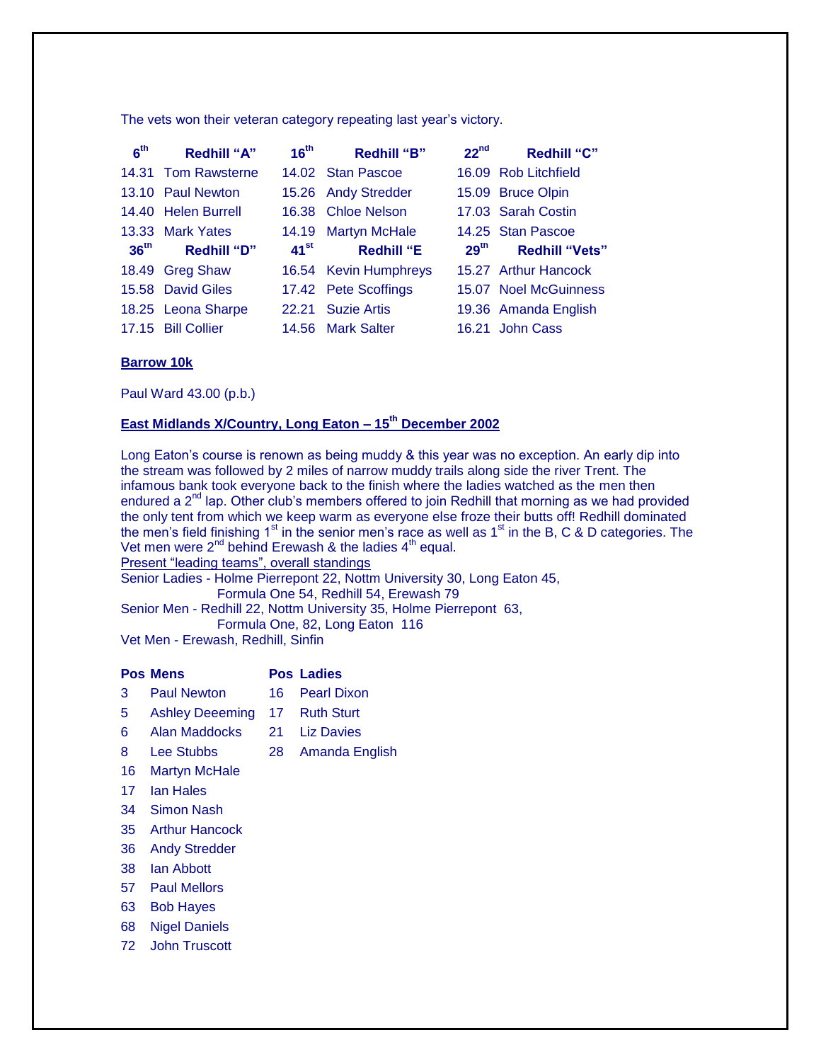The vets won their veteran category repeating last year's victory.

| 6th | Redhill "A" | 16th | Redhill "B" | 22nd | Redhill "C" |
|---|---|---|---|---|---|
| 14.31 | Tom Rawsterne | 14.02 | Stan Pascoe | 16.09 | Rob Litchfield |
| 13.10 | Paul Newton | 15.26 | Andy Stredder | 15.09 | Bruce Olpin |
| 14.40 | Helen Burrell | 16.38 | Chloe Nelson | 17.03 | Sarah Costin |
| 13.33 | Mark Yates | 14.19 | Martyn McHale | 14.25 | Stan Pascoe |
| **36th** | **Redhill "D"** | **41st** | **Redhill "E** | **29th** | **Redhill "Vets"** |
| 18.49 | Greg Shaw | 16.54 | Kevin Humphreys | 15.27 | Arthur Hancock |
| 15.58 | David Giles | 17.42 | Pete Scoffings | 15.07 | Noel McGuinness |
| 18.25 | Leona Sharpe | 22.21 | Suzie Artis | 19.36 | Amanda English |
| 17.15 | Bill Collier | 14.56 | Mark Salter | 16.21 | John Cass |

**Barrow 10k**

Paul Ward 43.00 (p.b.)

**East Midlands X/Country, Long Eaton – 15th December 2002**

Long Eaton's course is renown as being muddy & this year was no exception. An early dip into the stream was followed by 2 miles of narrow muddy trails along side the river Trent. The infamous bank took everyone back to the finish where the ladies watched as the men then endured a 2nd lap. Other club's members offered to join Redhill that morning as we had provided the only tent from which we keep warm as everyone else froze their butts off! Redhill dominated the men's field finishing 1st in the senior men's race as well as 1st in the B, C & D categories. The Vet men were 2nd behind Erewash & the ladies 4th equal.

Present "leading teams", overall standings

Senior Ladies - Holme Pierrepont 22, Nottm University 30, Long Eaton 45,
Formula One 54, Redhill 54, Erewash 79

Senior Men - Redhill 22, Nottm University 35, Holme Pierrepont 63,
Formula One, 82, Long Eaton 116

Vet Men - Erewash, Redhill, Sinfin

| Pos | Mens | Pos | Ladies |
|---|---|---|---|
| 3 | Paul Newton | 16 | Pearl Dixon |
| 5 | Ashley Deeeming | 17 | Ruth Sturt |
| 6 | Alan Maddocks | 21 | Liz Davies |
| 8 | Lee Stubbs | 28 | Amanda English |
| 16 | Martyn McHale | | |
| 17 | Ian Hales | | |
| 34 | Simon Nash | | |
| 35 | Arthur Hancock | | |
| 36 | Andy Stredder | | |
| 38 | Ian Abbott | | |
| 57 | Paul Mellors | | |
| 63 | Bob Hayes | | |
| 68 | Nigel Daniels | | |
| 72 | John Truscott | | |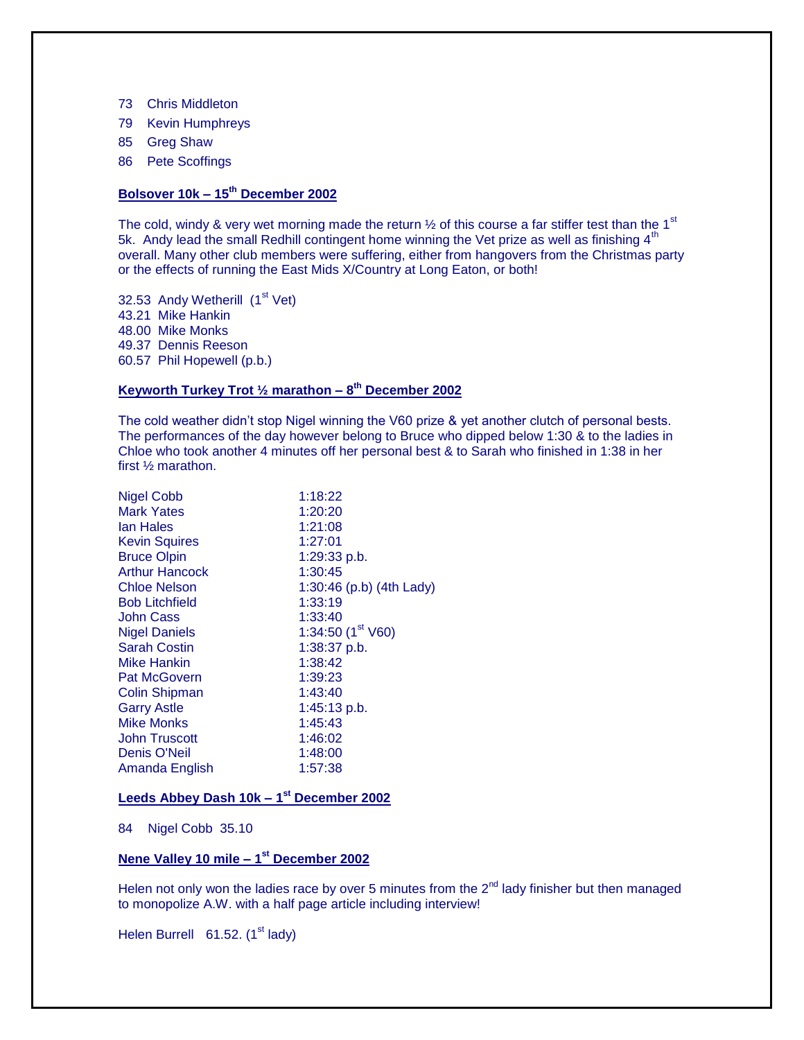73 Chris Middleton
79 Kevin Humphreys
85 Greg Shaw
86 Pete Scoffings

## Bolsover 10k – 15th December 2002

The cold, windy & very wet morning made the return ½ of this course a far stiffer test than the 1st 5k. Andy lead the small Redhill contingent home winning the Vet prize as well as finishing 4th overall. Many other club members were suffering, either from hangovers from the Christmas party or the effects of running the East Mids X/Country at Long Eaton, or both!

32.53 Andy Wetherill (1st Vet)
43.21 Mike Hankin
48.00 Mike Monks
49.37 Dennis Reeson
60.57 Phil Hopewell (p.b.)

## Keyworth Turkey Trot ½ marathon – 8th December 2002

The cold weather didn't stop Nigel winning the V60 prize & yet another clutch of personal bests. The performances of the day however belong to Bruce who dipped below 1:30 & to the ladies in Chloe who took another 4 minutes off her personal best & to Sarah who finished in 1:38 in her first ½ marathon.

| | |
|---|---|
| Nigel Cobb | 1:18:22 |
| Mark Yates | 1:20:20 |
| Ian Hales | 1:21:08 |
| Kevin Squires | 1:27:01 |
| Bruce Olpin | 1:29:33 p.b. |
| Arthur Hancock | 1:30:45 |
| Chloe Nelson | 1:30:46 (p.b) (4th Lady) |
| Bob Litchfield | 1:33:19 |
| John Cass | 1:33:40 |
| Nigel Daniels | 1:34:50 (1st V60) |
| Sarah Costin | 1:38:37 p.b. |
| Mike Hankin | 1:38:42 |
| Pat McGovern | 1:39:23 |
| Colin Shipman | 1:43:40 |
| Garry Astle | 1:45:13 p.b. |
| Mike Monks | 1:45:43 |
| John Truscott | 1:46:02 |
| Denis O'Neil | 1:48:00 |
| Amanda English | 1:57:38 |

## Leeds Abbey Dash 10k – 1st December 2002

84 Nigel Cobb 35.10

## Nene Valley 10 mile – 1st December 2002

Helen not only won the ladies race by over 5 minutes from the 2nd lady finisher but then managed to monopolize A.W. with a half page article including interview!

Helen Burrell 61.52. (1st lady)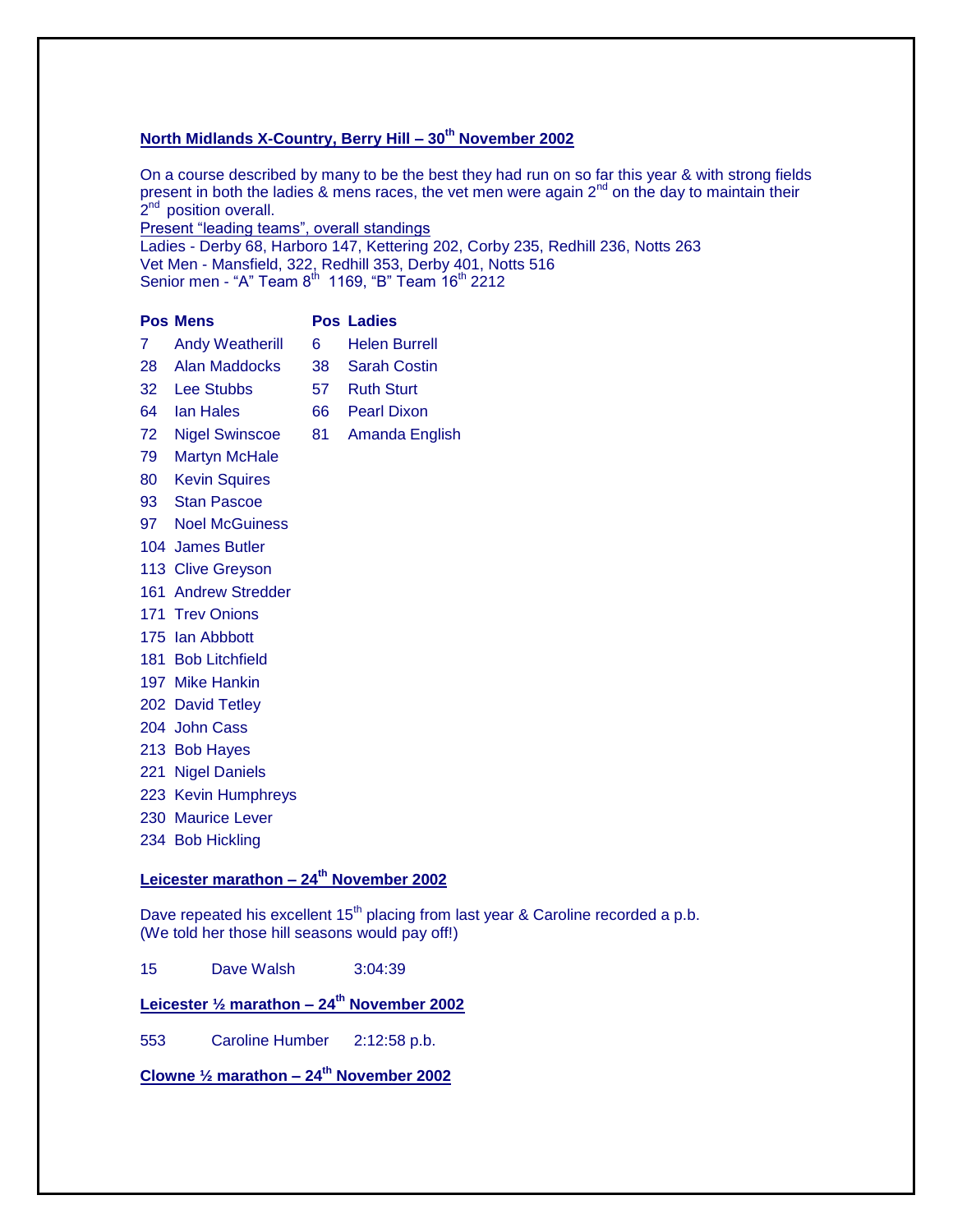## North Midlands X-Country, Berry Hill – 30th November 2002

On a course described by many to be the best they had run on so far this year & with strong fields present in both the ladies & mens races, the vet men were again 2nd on the day to maintain their 2nd position overall.

Present "leading teams", overall standings

Ladies - Derby 68, Harboro 147, Kettering 202, Corby 235, Redhill 236, Notts 263

Vet Men - Mansfield, 322, Redhill 353, Derby 401, Notts 516

Senior men - "A" Team 8th 1169, "B" Team 16th 2212

| Pos | Mens | Pos | Ladies |
|---|---|---|---|
| 7 | Andy Weatherill | 6 | Helen Burrell |
| 28 | Alan Maddocks | 38 | Sarah Costin |
| 32 | Lee Stubbs | 57 | Ruth Sturt |
| 64 | Ian Hales | 66 | Pearl Dixon |
| 72 | Nigel Swinscoe | 81 | Amanda English |
| 79 | Martyn McHale | | |
| 80 | Kevin Squires | | |
| 93 | Stan Pascoe | | |
| 97 | Noel McGuiness | | |
| 104 | James Butler | | |
| 113 | Clive Greyson | | |
| 161 | Andrew Stredder | | |
| 171 | Trev Onions | | |
| 175 | Ian Abbbott | | |
| 181 | Bob Litchfield | | |
| 197 | Mike Hankin | | |
| 202 | David Tetley | | |
| 204 | John Cass | | |
| 213 | Bob Hayes | | |
| 221 | Nigel Daniels | | |
| 223 | Kevin Humphreys | | |
| 230 | Maurice Lever | | |
| 234 | Bob Hickling | | |

## Leicester marathon – 24th November 2002

Dave repeated his excellent 15th placing from last year & Caroline recorded a p.b. (We told her those hill seasons would pay off!)

| | | |
|---|---|---|
| 15 | Dave Walsh | 3:04:39 |

## Leicester ½ marathon – 24th November 2002

| | | |
|---|---|---|
| 553 | Caroline Humber | 2:12:58 p.b. |

## Clowne ½ marathon – 24th November 2002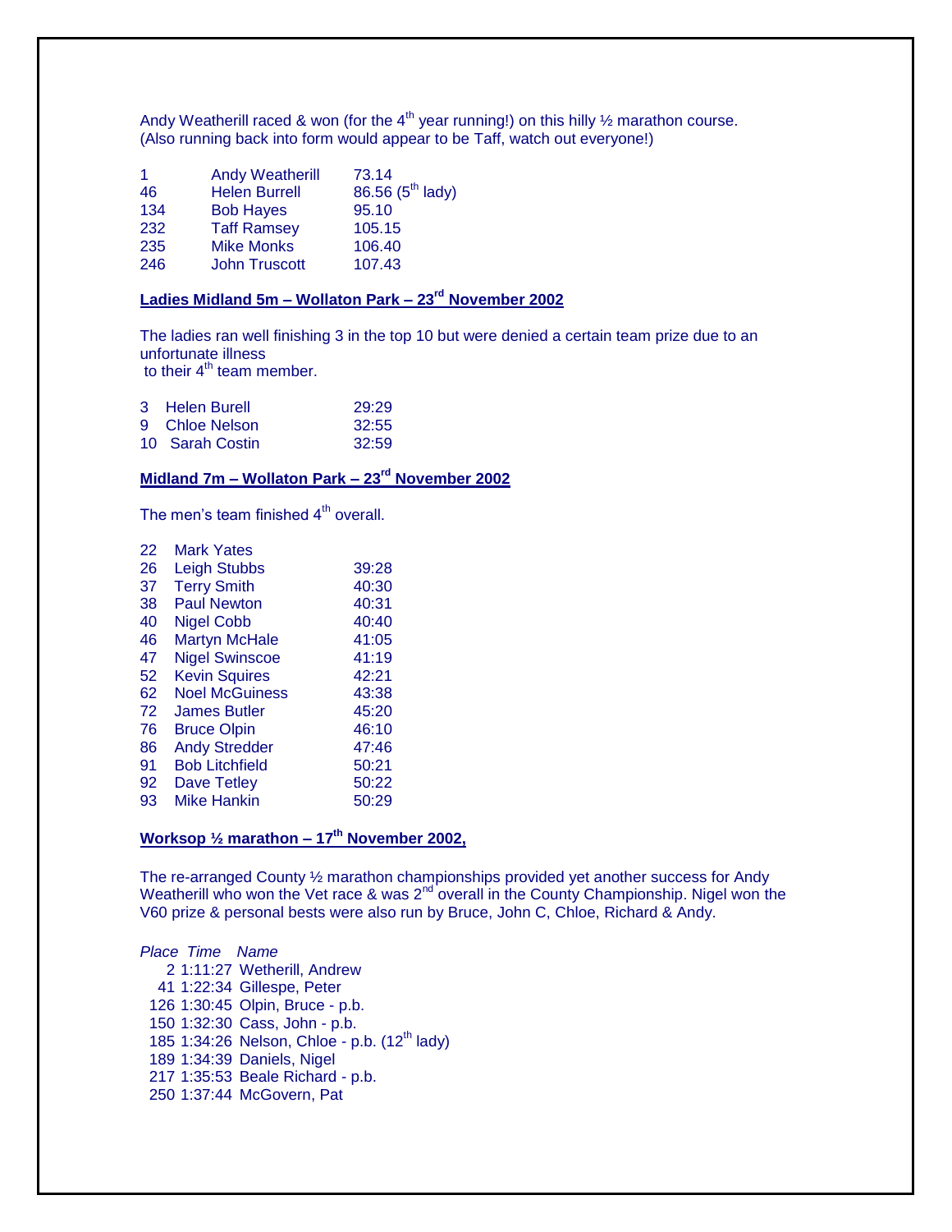Andy Weatherill raced & won (for the 4th year running!) on this hilly ½ marathon course. (Also running back into form would appear to be Taff, watch out everyone!)

| | | |
|---|---|---|
| 1 | Andy Weatherill | 73.14 |
| 46 | Helen Burrell | 86.56 (5th lady) |
| 134 | Bob Hayes | 95.10 |
| 232 | Taff Ramsey | 105.15 |
| 235 | Mike Monks | 106.40 |
| 246 | John Truscott | 107.43 |

## Ladies Midland 5m – Wollaton Park – 23rd November 2002

The ladies ran well finishing 3 in the top 10 but were denied a certain team prize due to an unfortunate illness
to their 4th team member.

| | | |
|---|---|---|
| 3 | Helen Burell | 29:29 |
| 9 | Chloe Nelson | 32:55 |
| 10 | Sarah Costin | 32:59 |

## Midland 7m – Wollaton Park – 23rd November 2002

The men's team finished 4th overall.

| | | |
|---|---|---|
| 22 | Mark Yates | |
| 26 | Leigh Stubbs | 39:28 |
| 37 | Terry Smith | 40:30 |
| 38 | Paul Newton | 40:31 |
| 40 | Nigel Cobb | 40:40 |
| 46 | Martyn McHale | 41:05 |
| 47 | Nigel Swinscoe | 41:19 |
| 52 | Kevin Squires | 42:21 |
| 62 | Noel McGuiness | 43:38 |
| 72 | James Butler | 45:20 |
| 76 | Bruce Olpin | 46:10 |
| 86 | Andy Stredder | 47:46 |
| 91 | Bob Litchfield | 50:21 |
| 92 | Dave Tetley | 50:22 |
| 93 | Mike Hankin | 50:29 |

## Worksop ½ marathon – 17th November 2002,

The re-arranged County ½ marathon championships provided yet another success for Andy Weatherill who won the Vet race & was 2nd overall in the County Championship. Nigel won the V60 prize & personal bests were also run by Bruce, John C, Chloe, Richard & Andy.

| *Place* | *Time* | *Name* |
|---|---|---|
| 2 | 1:11:27 | Wetherill, Andrew |
| 41 | 1:22:34 | Gillespe, Peter |
| 126 | 1:30:45 | Olpin, Bruce - p.b. |
| 150 | 1:32:30 | Cass, John - p.b. |
| 185 | 1:34:26 | Nelson, Chloe - p.b. (12th lady) |
| 189 | 1:34:39 | Daniels, Nigel |
| 217 | 1:35:53 | Beale Richard - p.b. |
| 250 | 1:37:44 | McGovern, Pat |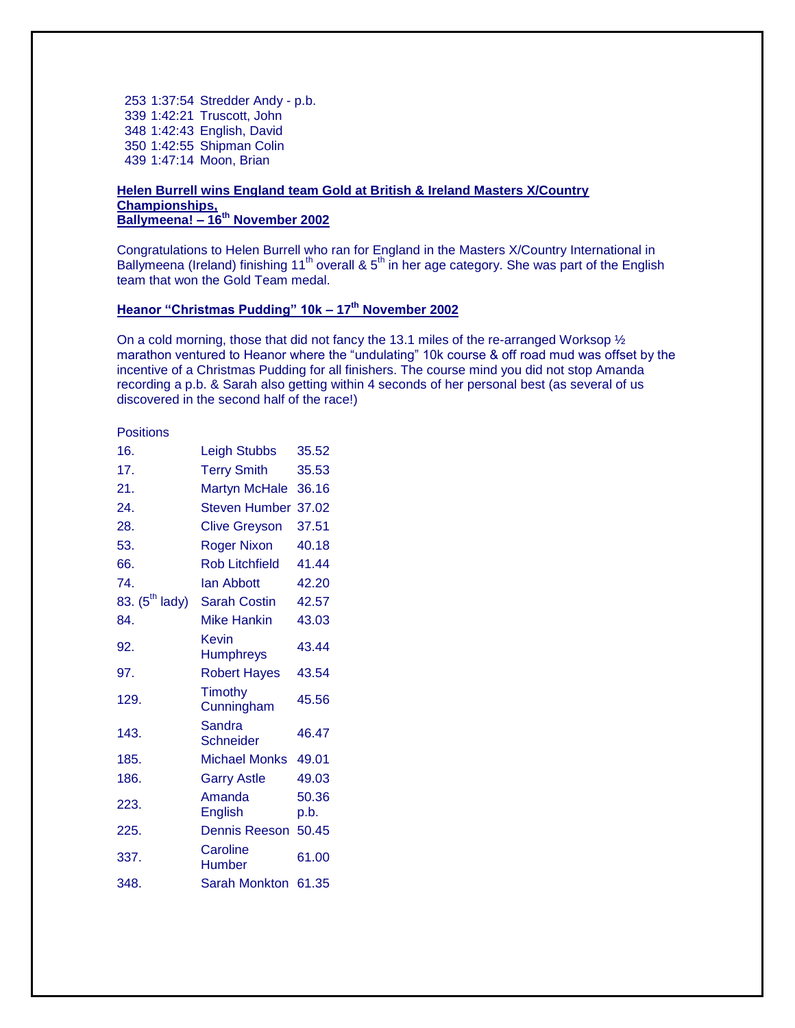253 1:37:54 Stredder Andy - p.b.
339 1:42:21 Truscott, John
348 1:42:43 English, David
350 1:42:55 Shipman Colin
439 1:47:14 Moon, Brian

## Helen Burrell wins England team Gold at British & Ireland Masters X/Country Championships, Ballymeena! – 16th November 2002

Congratulations to Helen Burrell who ran for England in the Masters X/Country International in Ballymeena (Ireland) finishing 11th overall & 5th in her age category. She was part of the English team that won the Gold Team medal.

## Heanor "Christmas Pudding" 10k – 17th November 2002

On a cold morning, those that did not fancy the 13.1 miles of the re-arranged Worksop ½ marathon ventured to Heanor where the "undulating" 10k course & off road mud was offset by the incentive of a Christmas Pudding for all finishers. The course mind you did not stop Amanda recording a p.b. & Sarah also getting within 4 seconds of her personal best (as several of us discovered in the second half of the race!)

| Positions | | |
|---|---|---|
| 16. | Leigh Stubbs | 35.52 |
| 17. | Terry Smith | 35.53 |
| 21. | Martyn McHale | 36.16 |
| 24. | Steven Humber | 37.02 |
| 28. | Clive Greyson | 37.51 |
| 53. | Roger Nixon | 40.18 |
| 66. | Rob Litchfield | 41.44 |
| 74. | Ian Abbott | 42.20 |
| 83. (5th lady) | Sarah Costin | 42.57 |
| 84. | Mike Hankin | 43.03 |
| 92. | Kevin Humphreys | 43.44 |
| 97. | Robert Hayes | 43.54 |
| 129. | Timothy Cunningham | 45.56 |
| 143. | Sandra Schneider | 46.47 |
| 185. | Michael Monks | 49.01 |
| 186. | Garry Astle | 49.03 |
| 223. | Amanda English | 50.36 p.b. |
| 225. | Dennis Reeson | 50.45 |
| 337. | Caroline Humber | 61.00 |
| 348. | Sarah Monkton | 61.35 |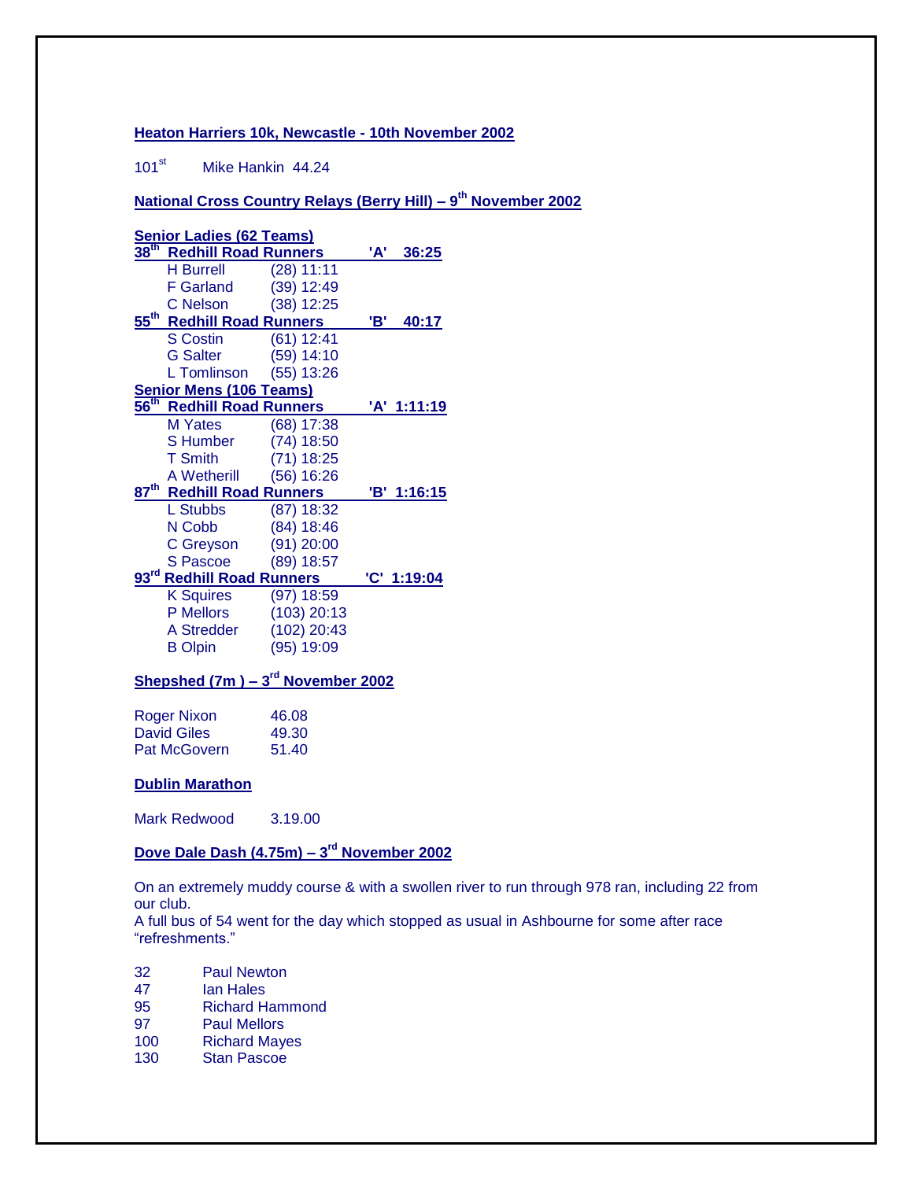**Heaton Harriers 10k, Newcastle - 10th November 2002**

101st Mike Hankin 44.24

**National Cross Country Relays (Berry Hill) – 9th November 2002**

**Senior Ladies (62 Teams)**

| | | |
|---|---|---|
| **38th Redhill Road Runners** | | **'A' 36:25** |
| H Burrell | (28) 11:11 | |
| F Garland | (39) 12:49 | |
| C Nelson | (38) 12:25 | |
| **55th Redhill Road Runners** | | **'B' 40:17** |
| S Costin | (61) 12:41 | |
| G Salter | (59) 14:10 | |
| L Tomlinson | (55) 13:26 | |

**Senior Mens (106 Teams)**

| | | |
|---|---|---|
| **56th Redhill Road Runners** | | **'A' 1:11:19** |
| M Yates | (68) 17:38 | |
| S Humber | (74) 18:50 | |
| T Smith | (71) 18:25 | |
| A Wetherill | (56) 16:26 | |
| **87th Redhill Road Runners** | | **'B' 1:16:15** |
| L Stubbs | (87) 18:32 | |
| N Cobb | (84) 18:46 | |
| C Greyson | (91) 20:00 | |
| S Pascoe | (89) 18:57 | |
| **93rd Redhill Road Runners** | | **'C' 1:19:04** |
| K Squires | (97) 18:59 | |
| P Mellors | (103) 20:13 | |
| A Stredder | (102) 20:43 | |
| B Olpin | (95) 19:09 | |

**Shepshed (7m ) – 3rd November 2002**

| | |
|---|---|
| Roger Nixon | 46.08 |
| David Giles | 49.30 |
| Pat McGovern | 51.40 |

**Dublin Marathon**

Mark Redwood 3.19.00

**Dove Dale Dash (4.75m) – 3rd November 2002**

On an extremely muddy course & with a swollen river to run through 978 ran, including 22 from our club.
A full bus of 54 went for the day which stopped as usual in Ashbourne for some after race "refreshments."

| | |
|---|---|
| 32 | Paul Newton |
| 47 | Ian Hales |
| 95 | Richard Hammond |
| 97 | Paul Mellors |
| 100 | Richard Mayes |
| 130 | Stan Pascoe |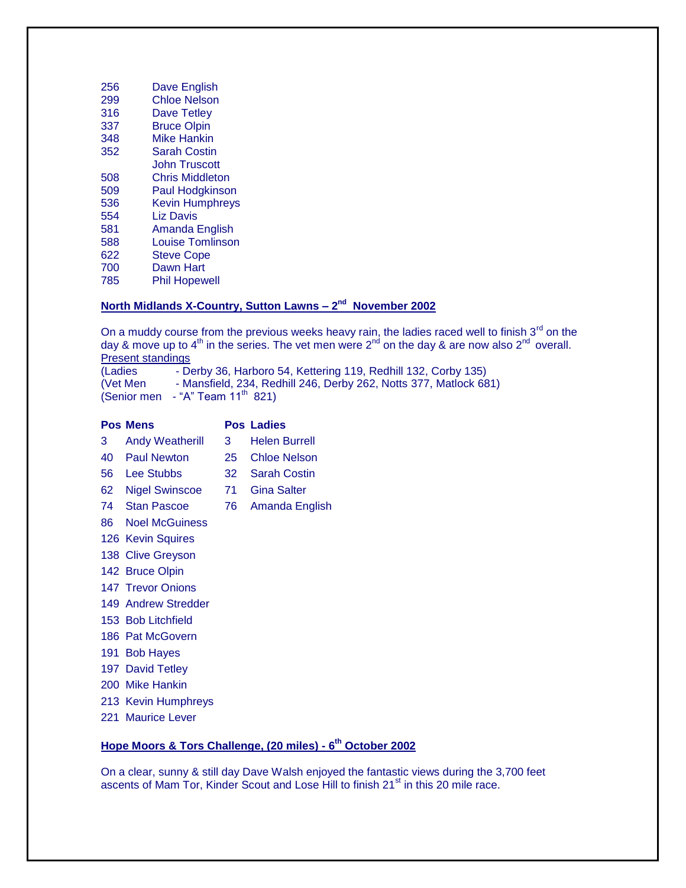| | |
|---|---|
| 256 | Dave English |
| 299 | Chloe Nelson |
| 316 | Dave Tetley |
| 337 | Bruce Olpin |
| 348 | Mike Hankin |
| 352 | Sarah Costin |
| | John Truscott |
| 508 | Chris Middleton |
| 509 | Paul Hodgkinson |
| 536 | Kevin Humphreys |
| 554 | Liz Davis |
| 581 | Amanda English |
| 588 | Louise Tomlinson |
| 622 | Steve Cope |
| 700 | Dawn Hart |
| 785 | Phil Hopewell |

## North Midlands X-Country, Sutton Lawns – 2nd November 2002

On a muddy course from the previous weeks heavy rain, the ladies raced well to finish 3rd on the day & move up to 4th in the series. The vet men were 2nd on the day & are now also 2nd overall.

Present standings

(Ladies - Derby 36, Harboro 54, Kettering 119, Redhill 132, Corby 135)
(Vet Men - Mansfield, 234, Redhill 246, Derby 262, Notts 377, Matlock 681)
(Senior men - "A" Team 11th 821)

| Pos | Mens | Pos | Ladies |
|---|---|---|---|
| 3 | Andy Weatherill | 3 | Helen Burrell |
| 40 | Paul Newton | 25 | Chloe Nelson |
| 56 | Lee Stubbs | 32 | Sarah Costin |
| 62 | Nigel Swinscoe | 71 | Gina Salter |
| 74 | Stan Pascoe | 76 | Amanda English |
| 86 | Noel McGuiness | | |
| 126 | Kevin Squires | | |
| 138 | Clive Greyson | | |
| 142 | Bruce Olpin | | |
| 147 | Trevor Onions | | |
| 149 | Andrew Stredder | | |
| 153 | Bob Litchfield | | |
| 186 | Pat McGovern | | |
| 191 | Bob Hayes | | |
| 197 | David Tetley | | |
| 200 | Mike Hankin | | |
| 213 | Kevin Humphreys | | |
| 221 | Maurice Lever | | |

## Hope Moors & Tors Challenge, (20 miles) - 6th October 2002

On a clear, sunny & still day Dave Walsh enjoyed the fantastic views during the 3,700 feet ascents of Mam Tor, Kinder Scout and Lose Hill to finish 21st in this 20 mile race.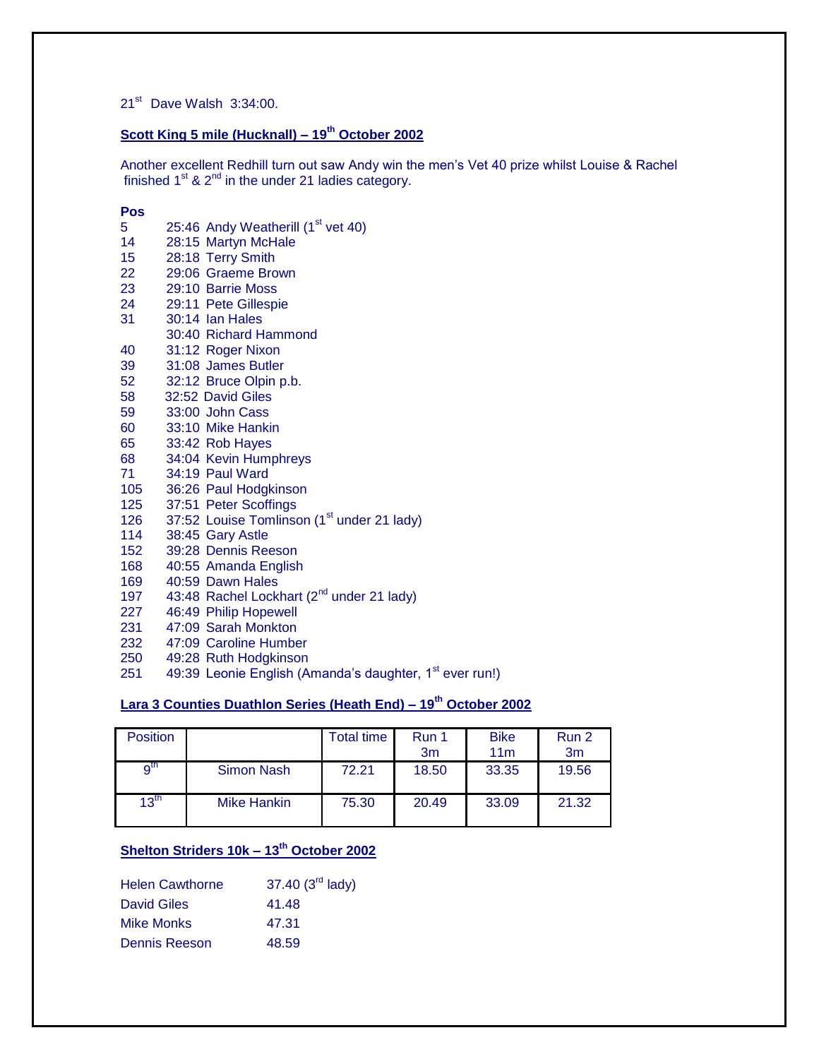21st Dave Walsh 3:34:00.

## Scott King 5 mile (Hucknall) – 19th October 2002

Another excellent Redhill turn out saw Andy win the men's Vet 40 prize whilst Louise & Rachel finished 1st & 2nd in the under 21 ladies category.

**Pos**

5 25:46 Andy Weatherill (1st vet 40)
14 28:15 Martyn McHale
15 28:18 Terry Smith
22 29:06 Graeme Brown
23 29:10 Barrie Moss
24 29:11 Pete Gillespie
31 30:14 Ian Hales
30:40 Richard Hammond
40 31:12 Roger Nixon
39 31:08 James Butler
52 32:12 Bruce Olpin p.b.
58 32:52 David Giles
59 33:00 John Cass
60 33:10 Mike Hankin
65 33:42 Rob Hayes
68 34:04 Kevin Humphreys
71 34:19 Paul Ward
105 36:26 Paul Hodgkinson
125 37:51 Peter Scoffings
126 37:52 Louise Tomlinson (1st under 21 lady)
114 38:45 Gary Astle
152 39:28 Dennis Reeson
168 40:55 Amanda English
169 40:59 Dawn Hales
197 43:48 Rachel Lockhart (2nd under 21 lady)
227 46:49 Philip Hopewell
231 47:09 Sarah Monkton
232 47:09 Caroline Humber
250 49:28 Ruth Hodgkinson
251 49:39 Leonie English (Amanda's daughter, 1st ever run!)

## Lara 3 Counties Duathlon Series (Heath End) – 19th October 2002

| Position | | Total time | Run 1 3m | Bike 11m | Run 2 3m |
|---|---|---|---|---|---|
| 9th | Simon Nash | 72.21 | 18.50 | 33.35 | 19.56 |
| 13th | Mike Hankin | 75.30 | 20.49 | 33.09 | 21.32 |

## Shelton Striders 10k – 13th October 2002

| | |
|---|---|
| Helen Cawthorne | 37.40 (3rd lady) |
| David Giles | 41.48 |
| Mike Monks | 47.31 |
| Dennis Reeson | 48.59 |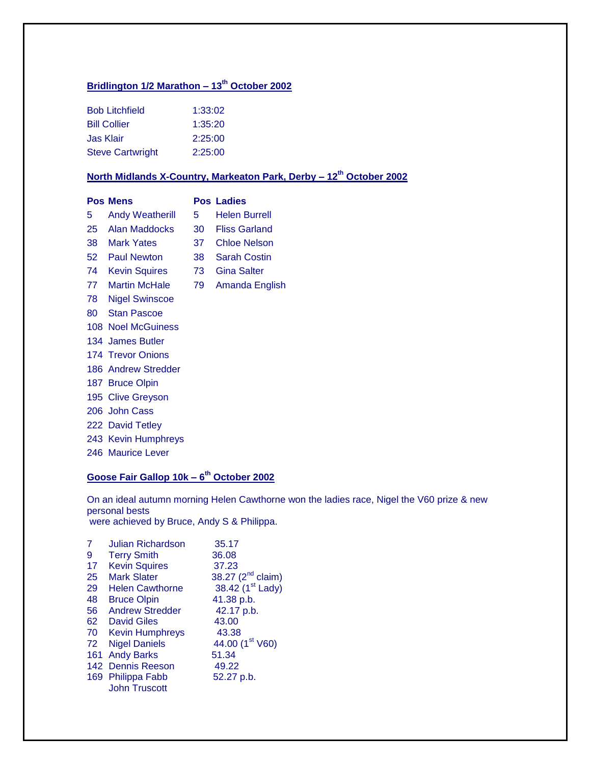## Bridlington 1/2 Marathon – 13th October 2002

| | |
|---|---|
| Bob Litchfield | 1:33:02 |
| Bill Collier | 1:35:20 |
| Jas Klair | 2:25:00 |
| Steve Cartwright | 2:25:00 |

## North Midlands X-Country, Markeaton Park, Derby – 12th October 2002

| Pos | Mens | Pos | Ladies |
|---|---|---|---|
| 5 | Andy Weatherill | 5 | Helen Burrell |
| 25 | Alan Maddocks | 30 | Fliss Garland |
| 38 | Mark Yates | 37 | Chloe Nelson |
| 52 | Paul Newton | 38 | Sarah Costin |
| 74 | Kevin Squires | 73 | Gina Salter |
| 77 | Martin McHale | 79 | Amanda English |
| 78 | Nigel Swinscoe | | |
| 80 | Stan Pascoe | | |
| 108 | Noel McGuiness | | |
| 134 | James Butler | | |
| 174 | Trevor Onions | | |
| 186 | Andrew Stredder | | |
| 187 | Bruce Olpin | | |
| 195 | Clive Greyson | | |
| 206 | John Cass | | |
| 222 | David Tetley | | |
| 243 | Kevin Humphreys | | |
| 246 | Maurice Lever | | |

## Goose Fair Gallop 10k – 6th October 2002

On an ideal autumn morning Helen Cawthorne won the ladies race, Nigel the V60 prize & new personal bests were achieved by Bruce, Andy S & Philippa.

| | | |
|---|---|---|
| 7 | Julian Richardson | 35.17 |
| 9 | Terry Smith | 36.08 |
| 17 | Kevin Squires | 37.23 |
| 25 | Mark Slater | 38.27 (2nd claim) |
| 29 | Helen Cawthorne | 38.42 (1st Lady) |
| 48 | Bruce Olpin | 41.38 p.b. |
| 56 | Andrew Stredder | 42.17 p.b. |
| 62 | David Giles | 43.00 |
| 70 | Kevin Humphreys | 43.38 |
| 72 | Nigel Daniels | 44.00 (1st V60) |
| 161 | Andy Barks | 51.34 |
| 142 | Dennis Reeson | 49.22 |
| 169 | Philippa Fabb | 52.27 p.b. |
| | John Truscott | |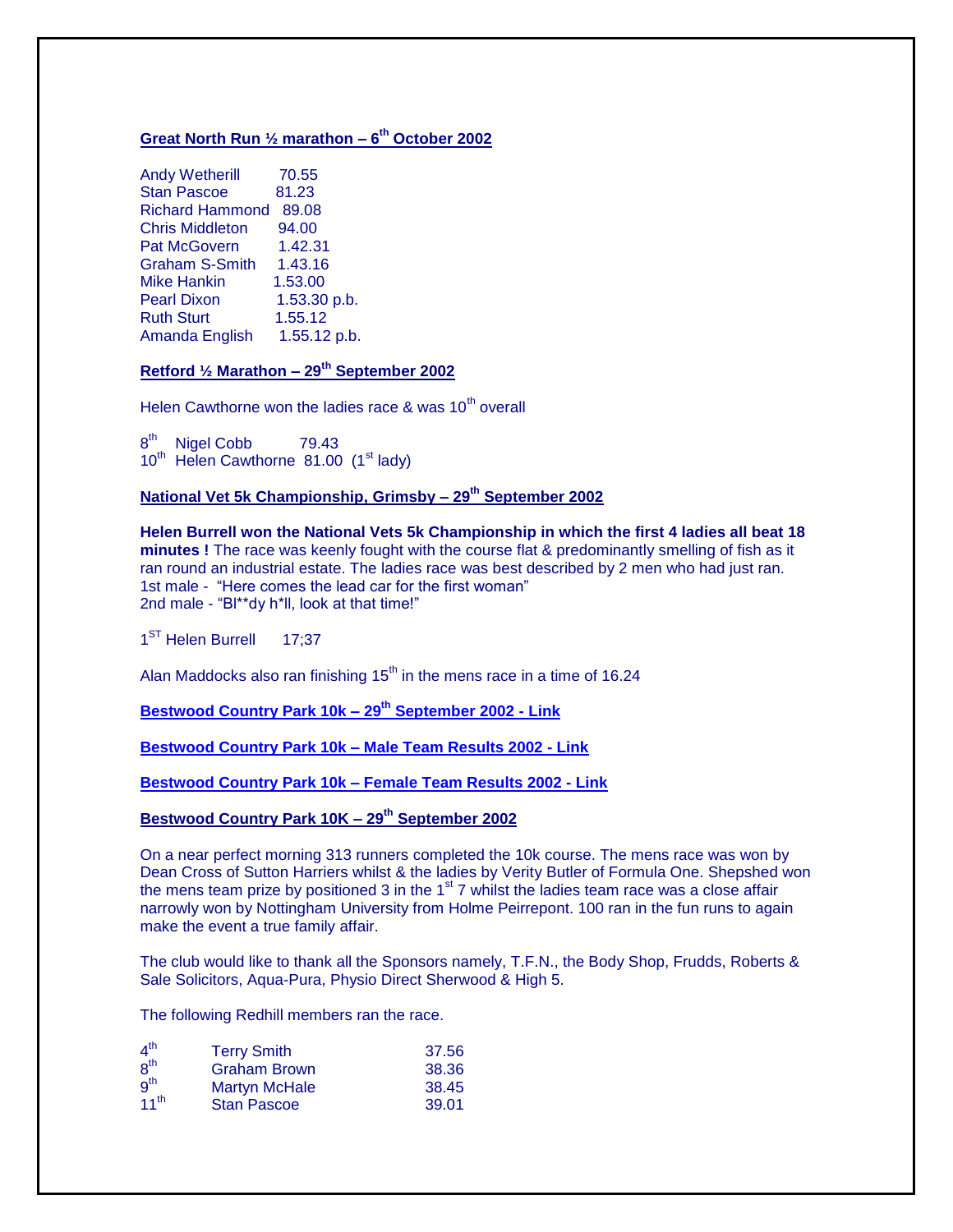**Great North Run ½ marathon – 6th October 2002**

| | |
|---|---|
| Andy Wetherill | 70.55 |
| Stan Pascoe | 81.23 |
| Richard Hammond | 89.08 |
| Chris Middleton | 94.00 |
| Pat McGovern | 1.42.31 |
| Graham S-Smith | 1.43.16 |
| Mike Hankin | 1.53.00 |
| Pearl Dixon | 1.53.30 p.b. |
| Ruth Sturt | 1.55.12 |
| Amanda English | 1.55.12 p.b. |

**Retford ½ Marathon – 29th September 2002**

Helen Cawthorne won the ladies race & was 10th overall

8th Nigel Cobb 79.43
10th Helen Cawthorne 81.00 (1st lady)

**National Vet 5k Championship, Grimsby – 29th September 2002**

**Helen Burrell won the National Vets 5k Championship in which the first 4 ladies all beat 18 minutes !** The race was keenly fought with the course flat & predominantly smelling of fish as it ran round an industrial estate. The ladies race was best described by 2 men who had just ran.
1st male - "Here comes the lead car for the first woman"
2nd male - "Bl**dy h*ll, look at that time!"

1ST Helen Burrell 17;37

Alan Maddocks also ran finishing 15th in the mens race in a time of 16.24

**Bestwood Country Park 10k – 29th September 2002 - Link**

**Bestwood Country Park 10k – Male Team Results 2002 - Link**

**Bestwood Country Park 10k – Female Team Results 2002 - Link**

**Bestwood Country Park 10K – 29th September 2002**

On a near perfect morning 313 runners completed the 10k course. The mens race was won by Dean Cross of Sutton Harriers whilst & the ladies by Verity Butler of Formula One. Shepshed won the mens team prize by positioned 3 in the 1st 7 whilst the ladies team race was a close affair narrowly won by Nottingham University from Holme Peirrepont. 100 ran in the fun runs to again make the event a true family affair.

The club would like to thank all the Sponsors namely, T.F.N., the Body Shop, Frudds, Roberts & Sale Solicitors, Aqua-Pura, Physio Direct Sherwood & High 5.

The following Redhill members ran the race.

| | | |
|---|---|---|
| 4th | Terry Smith | 37.56 |
| 8th | Graham Brown | 38.36 |
| 9th | Martyn McHale | 38.45 |
| 11th | Stan Pascoe | 39.01 |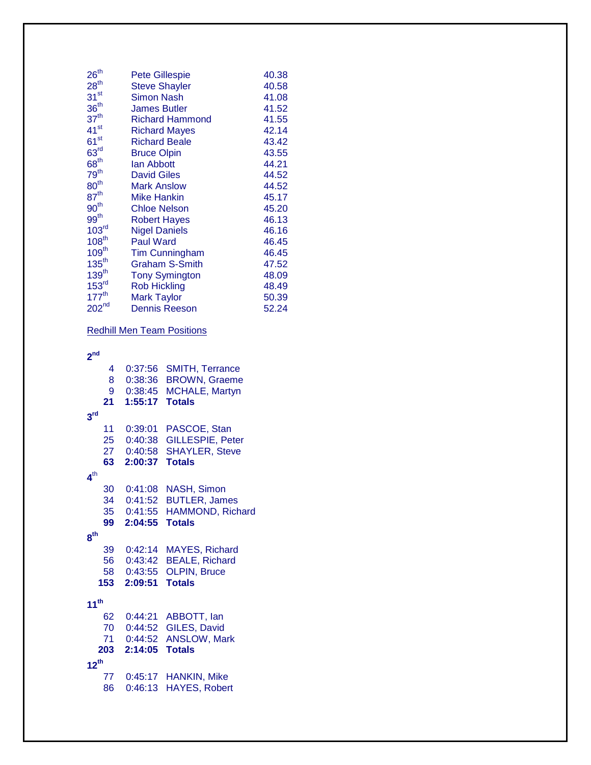| | | |
|---|---|---|
| 26th | Pete Gillespie | 40.38 |
| 28th | Steve Shayler | 40.58 |
| 31st | Simon Nash | 41.08 |
| 36th | James Butler | 41.52 |
| 37th | Richard Hammond | 41.55 |
| 41st | Richard Mayes | 42.14 |
| 61st | Richard Beale | 43.42 |
| 63rd | Bruce Olpin | 43.55 |
| 68th | Ian Abbott | 44.21 |
| 79th | David Giles | 44.52 |
| 80th | Mark Anslow | 44.52 |
| 87th | Mike Hankin | 45.17 |
| 90th | Chloe Nelson | 45.20 |
| 99th | Robert Hayes | 46.13 |
| 103rd | Nigel Daniels | 46.16 |
| 108th | Paul Ward | 46.45 |
| 109th | Tim Cunningham | 46.45 |
| 135th | Graham S-Smith | 47.52 |
| 139th | Tony Symington | 48.09 |
| 153rd | Rob Hickling | 48.49 |
| 177th | Mark Taylor | 50.39 |
| 202nd | Dennis Reeson | 52.24 |

Redhill Men Team Positions

**2nd**

| | | |
|---|---|---|
| 4 | 0:37:56 | SMITH, Terrance |
| 8 | 0:38:36 | BROWN, Graeme |
| 9 | 0:38:45 | MCHALE, Martyn |
| **21** | **1:55:17** | **Totals** |

**3rd**

| | | |
|---|---|---|
| 11 | 0:39:01 | PASCOE, Stan |
| 25 | 0:40:38 | GILLESPIE, Peter |
| 27 | 0:40:58 | SHAYLER, Steve |
| **63** | **2:00:37** | **Totals** |

**4th**

| | | |
|---|---|---|
| 30 | 0:41:08 | NASH, Simon |
| 34 | 0:41:52 | BUTLER, James |
| 35 | 0:41:55 | HAMMOND, Richard |
| **99** | **2:04:55** | **Totals** |

**8th**

| | | |
|---|---|---|
| 39 | 0:42:14 | MAYES, Richard |
| 56 | 0:43:42 | BEALE, Richard |
| 58 | 0:43:55 | OLPIN, Bruce |
| **153** | **2:09:51** | **Totals** |

**11th**

| | | |
|---|---|---|
| 62 | 0:44:21 | ABBOTT, Ian |
| 70 | 0:44:52 | GILES, David |
| 71 | 0:44:52 | ANSLOW, Mark |
| **203** | **2:14:05** | **Totals** |

**12th**

| | | |
|---|---|---|
| 77 | 0:45:17 | HANKIN, Mike |
| 86 | 0:46:13 | HAYES, Robert |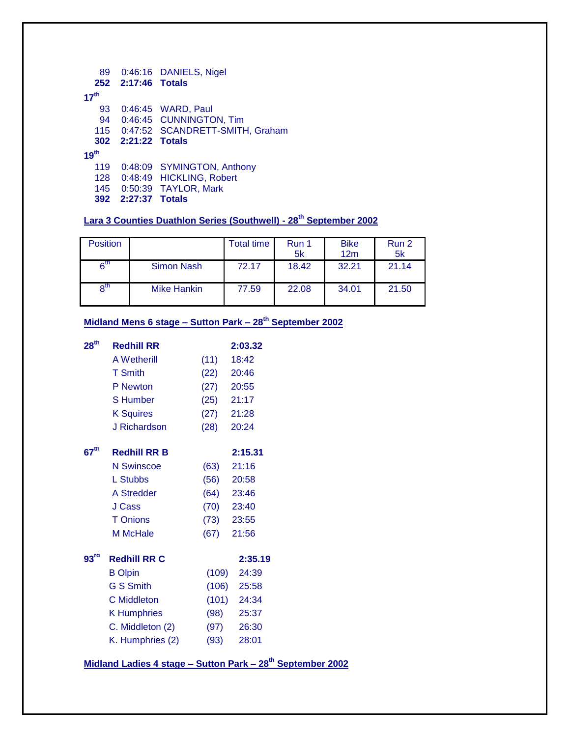| | | |
|---|---|---|
| 89 | 0:46:16 | DANIELS, Nigel |
| **252** | **2:17:46** | **Totals** |

**17th**

| | | |
|---|---|---|
| 93 | 0:46:45 | WARD, Paul |
| 94 | 0:46:45 | CUNNINGTON, Tim |
| 115 | 0:47:52 | SCANDRETT-SMITH, Graham |
| **302** | **2:21:22** | **Totals** |

**19th**

| | | |
|---|---|---|
| 119 | 0:48:09 | SYMINGTON, Anthony |
| 128 | 0:48:49 | HICKLING, Robert |
| 145 | 0:50:39 | TAYLOR, Mark |
| **392** | **2:27:37** | **Totals** |

**Lara 3 Counties Duathlon Series (Southwell) - 28th September 2002**

| Position | | Total time | Run 1 5k | Bike 12m | Run 2 5k |
|---|---|---|---|---|---|
| 6th | Simon Nash | 72.17 | 18.42 | 32.21 | 21.14 |
| 8th | Mike Hankin | 77.59 | 22.08 | 34.01 | 21.50 |

**Midland Mens 6 stage – Sutton Park – 28th September 2002**

| | | | |
|---|---|---|---|
| **28th** | **Redhill RR** | | **2:03.32** |
| | A Wetherill | (11) | 18:42 |
| | T Smith | (22) | 20:46 |
| | P Newton | (27) | 20:55 |
| | S Humber | (25) | 21:17 |
| | K Squires | (27) | 21:28 |
| | J Richardson | (28) | 20:24 |

| | | | |
|---|---|---|---|
| **67th** | **Redhill RR B** | | **2:15.31** |
| | N Swinscoe | (63) | 21:16 |
| | L Stubbs | (56) | 20:58 |
| | A Stredder | (64) | 23:46 |
| | J Cass | (70) | 23:40 |
| | T Onions | (73) | 23:55 |
| | M McHale | (67) | 21:56 |

| | | | |
|---|---|---|---|
| **93rd** | **Redhill RR C** | | **2:35.19** |
| | B Olpin | (109) | 24:39 |
| | G S Smith | (106) | 25:58 |
| | C Middleton | (101) | 24:34 |
| | K Humphries | (98) | 25:37 |
| | C. Middleton (2) | (97) | 26:30 |
| | K. Humphries (2) | (93) | 28:01 |

**Midland Ladies 4 stage – Sutton Park – 28th September 2002**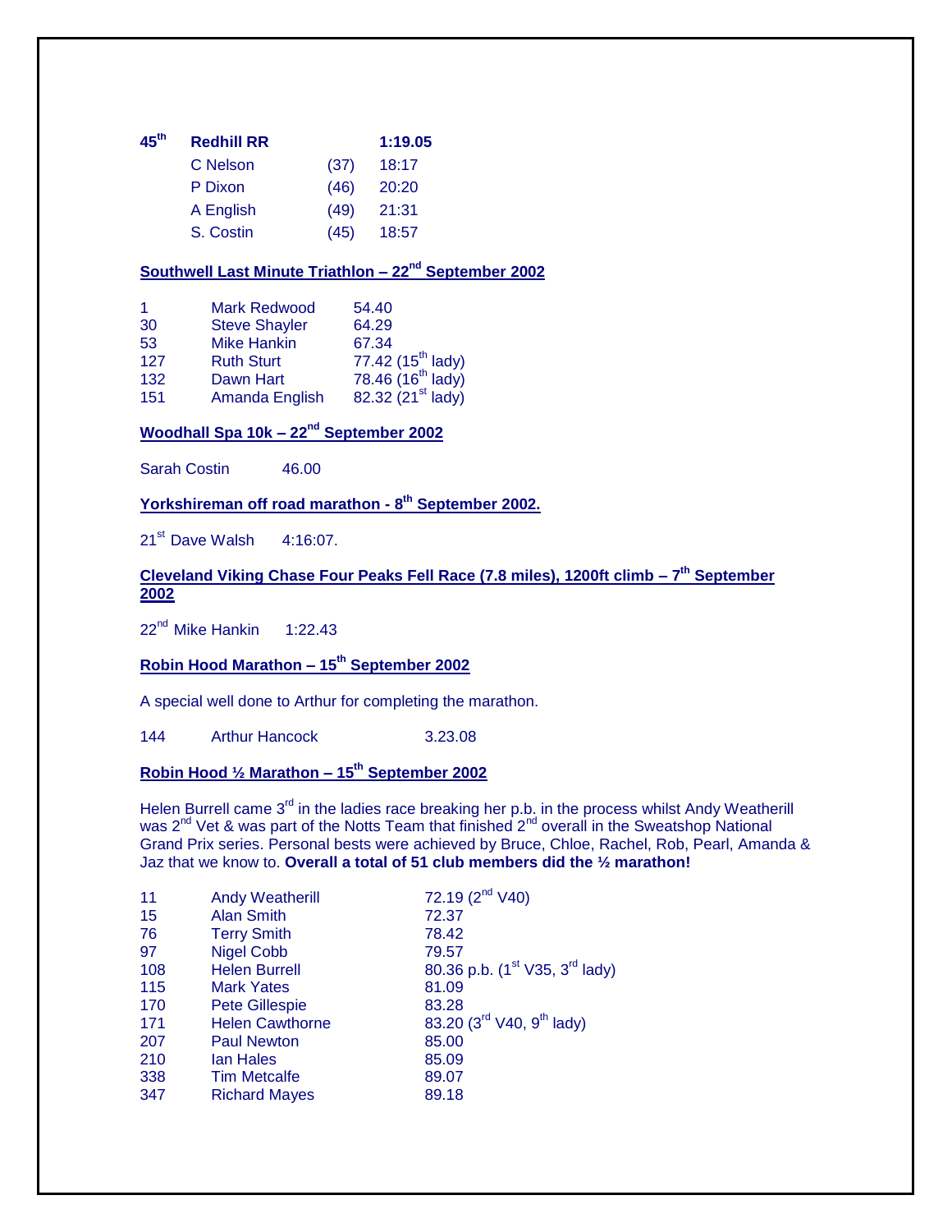| 45th | Redhill RR | | 1:19.05 |
|---|---|---|---|
| | C Nelson | (37) | 18:17 |
| | P Dixon | (46) | 20:20 |
| | A English | (49) | 21:31 |
| | S. Costin | (45) | 18:57 |

**Southwell Last Minute Triathlon – 22nd September 2002**

| | | |
|---|---|---|
| 1 | Mark Redwood | 54.40 |
| 30 | Steve Shayler | 64.29 |
| 53 | Mike Hankin | 67.34 |
| 127 | Ruth Sturt | 77.42 (15th lady) |
| 132 | Dawn Hart | 78.46 (16th lady) |
| 151 | Amanda English | 82.32 (21st lady) |

**Woodhall Spa 10k – 22nd September 2002**

Sarah Costin 46.00

**Yorkshireman off road marathon - 8th September 2002.**

21st Dave Walsh 4:16:07.

**Cleveland Viking Chase Four Peaks Fell Race (7.8 miles), 1200ft climb – 7th September 2002**

22nd Mike Hankin 1:22.43

**Robin Hood Marathon – 15th September 2002**

A special well done to Arthur for completing the marathon.

144 Arthur Hancock 3.23.08

**Robin Hood ½ Marathon – 15th September 2002**

Helen Burrell came 3rd in the ladies race breaking her p.b. in the process whilst Andy Weatherill was 2nd Vet & was part of the Notts Team that finished 2nd overall in the Sweatshop National Grand Prix series. Personal bests were achieved by Bruce, Chloe, Rachel, Rob, Pearl, Amanda & Jaz that we know to. **Overall a total of 51 club members did the ½ marathon!**

| | | |
|---|---|---|
| 11 | Andy Weatherill | 72.19 (2nd V40) |
| 15 | Alan Smith | 72.37 |
| 76 | Terry Smith | 78.42 |
| 97 | Nigel Cobb | 79.57 |
| 108 | Helen Burrell | 80.36 p.b. (1st V35, 3rd lady) |
| 115 | Mark Yates | 81.09 |
| 170 | Pete Gillespie | 83.28 |
| 171 | Helen Cawthorne | 83.20 (3rd V40, 9th lady) |
| 207 | Paul Newton | 85.00 |
| 210 | Ian Hales | 85.09 |
| 338 | Tim Metcalfe | 89.07 |
| 347 | Richard Mayes | 89.18 |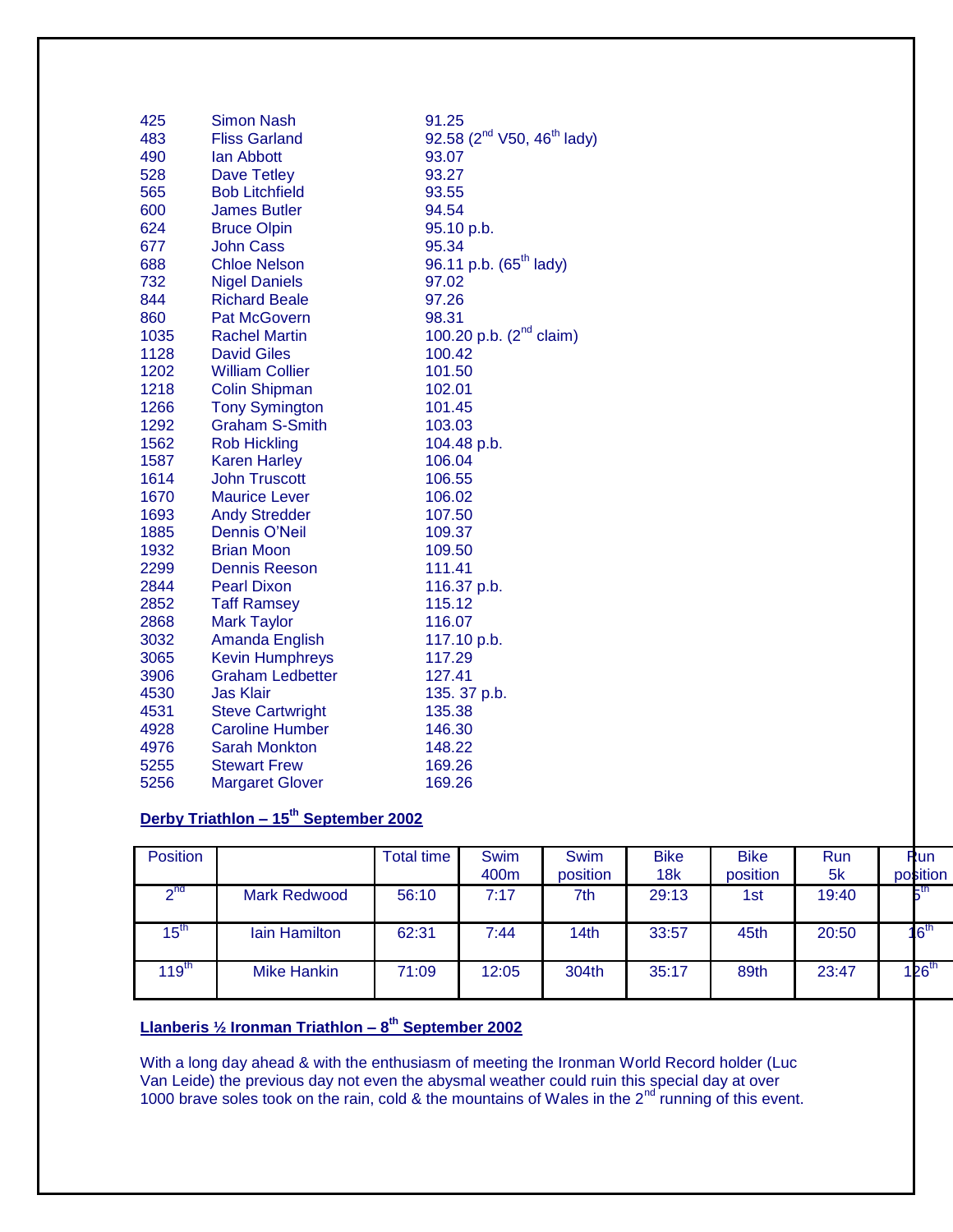| | | |
|---|---|---|
| 425 | Simon Nash | 91.25 |
| 483 | Fliss Garland | 92.58 (2nd V50, 46th lady) |
| 490 | Ian Abbott | 93.07 |
| 528 | Dave Tetley | 93.27 |
| 565 | Bob Litchfield | 93.55 |
| 600 | James Butler | 94.54 |
| 624 | Bruce Olpin | 95.10 p.b. |
| 677 | John Cass | 95.34 |
| 688 | Chloe Nelson | 96.11 p.b. (65th lady) |
| 732 | Nigel Daniels | 97.02 |
| 844 | Richard Beale | 97.26 |
| 860 | Pat McGovern | 98.31 |
| 1035 | Rachel Martin | 100.20 p.b. (2nd claim) |
| 1128 | David Giles | 100.42 |
| 1202 | William Collier | 101.50 |
| 1218 | Colin Shipman | 102.01 |
| 1266 | Tony Symington | 101.45 |
| 1292 | Graham S-Smith | 103.03 |
| 1562 | Rob Hickling | 104.48 p.b. |
| 1587 | Karen Harley | 106.04 |
| 1614 | John Truscott | 106.55 |
| 1670 | Maurice Lever | 106.02 |
| 1693 | Andy Stredder | 107.50 |
| 1885 | Dennis O'Neil | 109.37 |
| 1932 | Brian Moon | 109.50 |
| 2299 | Dennis Reeson | 111.41 |
| 2844 | Pearl Dixon | 116.37 p.b. |
| 2852 | Taff Ramsey | 115.12 |
| 2868 | Mark Taylor | 116.07 |
| 3032 | Amanda English | 117.10 p.b. |
| 3065 | Kevin Humphreys | 117.29 |
| 3906 | Graham Ledbetter | 127.41 |
| 4530 | Jas Klair | 135. 37 p.b. |
| 4531 | Steve Cartwright | 135.38 |
| 4928 | Caroline Humber | 146.30 |
| 4976 | Sarah Monkton | 148.22 |
| 5255 | Stewart Frew | 169.26 |
| 5256 | Margaret Glover | 169.26 |

**Derby Triathlon – 15th September 2002**

| Position | | Total time | Swim 400m | Swim position | Bike 18k | Bike position | Run 5k | Run position |
|---|---|---|---|---|---|---|---|---|
| 2nd | Mark Redwood | 56:10 | 7:17 | 7th | 29:13 | 1st | 19:40 | 5th |
| 15th | Iain Hamilton | 62:31 | 7:44 | 14th | 33:57 | 45th | 20:50 | 16th |
| 119th | Mike Hankin | 71:09 | 12:05 | 304th | 35:17 | 89th | 23:47 | 126th |

**Llanberis ½ Ironman Triathlon – 8th September 2002**

With a long day ahead & with the enthusiasm of meeting the Ironman World Record holder (Luc Van Leide) the previous day not even the abysmal weather could ruin this special day at over 1000 brave soles took on the rain, cold & the mountains of Wales in the 2nd running of this event.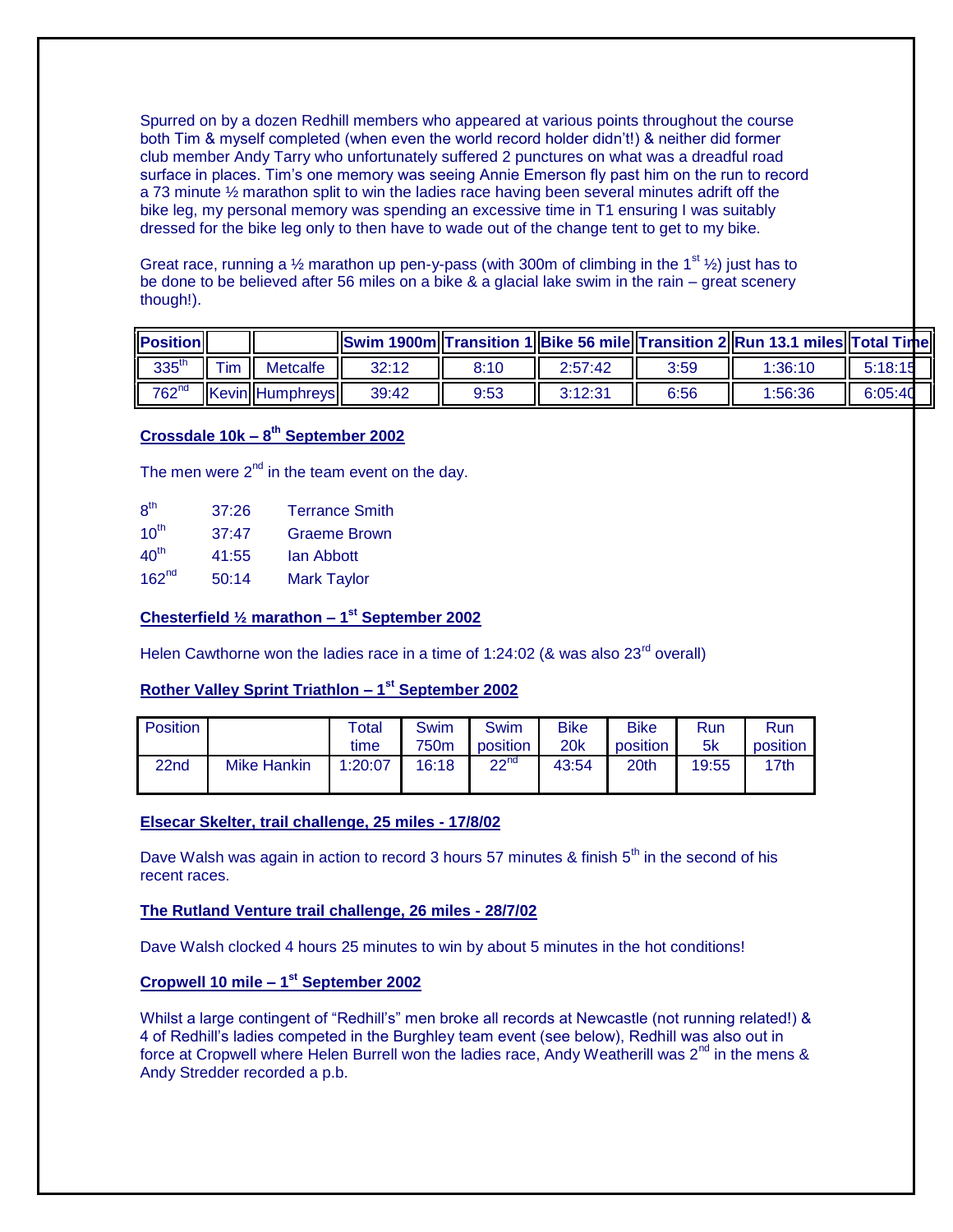Spurred on by a dozen Redhill members who appeared at various points throughout the course both Tim & myself completed (when even the world record holder didn't!) & neither did former club member Andy Tarry who unfortunately suffered 2 punctures on what was a dreadful road surface in places. Tim's one memory was seeing Annie Emerson fly past him on the run to record a 73 minute ½ marathon split to win the ladies race having been several minutes adrift off the bike leg, my personal memory was spending an excessive time in T1 ensuring I was suitably dressed for the bike leg only to then have to wade out of the change tent to get to my bike.

Great race, running a ½ marathon up pen-y-pass (with 300m of climbing in the 1st ½) just has to be done to be believed after 56 miles on a bike & a glacial lake swim in the rain – great scenery though!).

| Position | | | Swim 1900m | Transition 1 | Bike 56 mile | Transition 2 | Run 13.1 miles | Total Time |
|---|---|---|---|---|---|---|---|---|
| 335th | Tim | Metcalfe | 32:12 | 8:10 | 2:57:42 | 3:59 | 1:36:10 | 5:18:15 |
| 762nd | Kevin | Humphreys | 39:42 | 9:53 | 3:12:31 | 6:56 | 1:56:36 | 6:05:40 |

## Crossdale 10k – 8th September 2002

The men were 2nd in the team event on the day.

| | | |
|---|---|---|
| 8th | 37:26 | Terrance Smith |
| 10th | 37:47 | Graeme Brown |
| 40th | 41:55 | Ian Abbott |
| 162nd | 50:14 | Mark Taylor |

## Chesterfield ½ marathon – 1st September 2002

Helen Cawthorne won the ladies race in a time of 1:24:02 (& was also 23rd overall)

## Rother Valley Sprint Triathlon – 1st September 2002

| Position | | Total time | Swim 750m | Swim position | Bike 20k | Bike position | Run 5k | Run position |
|---|---|---|---|---|---|---|---|---|
| 22nd | Mike Hankin | 1:20:07 | 16:18 | 22nd | 43:54 | 20th | 19:55 | 17th |

## Elsecar Skelter, trail challenge, 25 miles - 17/8/02

Dave Walsh was again in action to record 3 hours 57 minutes & finish 5th in the second of his recent races.

## The Rutland Venture trail challenge, 26 miles - 28/7/02

Dave Walsh clocked 4 hours 25 minutes to win by about 5 minutes in the hot conditions!

## Cropwell 10 mile – 1st September 2002

Whilst a large contingent of "Redhill's" men broke all records at Newcastle (not running related!) & 4 of Redhill's ladies competed in the Burghley team event (see below), Redhill was also out in force at Cropwell where Helen Burrell won the ladies race, Andy Weatherill was 2nd in the mens & Andy Stredder recorded a p.b.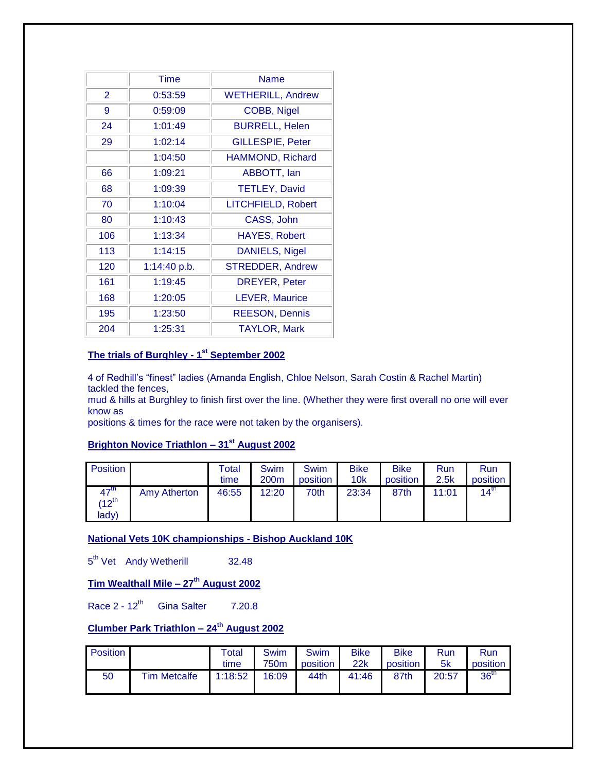|  | Time | Name |
|---|---|---|
| 2 | 0:53:59 | WETHERILL, Andrew |
| 9 | 0:59:09 | COBB, Nigel |
| 24 | 1:01:49 | BURRELL, Helen |
| 29 | 1:02:14 | GILLESPIE, Peter |
|  | 1:04:50 | HAMMOND, Richard |
| 66 | 1:09:21 | ABBOTT, Ian |
| 68 | 1:09:39 | TETLEY, David |
| 70 | 1:10:04 | LITCHFIELD, Robert |
| 80 | 1:10:43 | CASS, John |
| 106 | 1:13:34 | HAYES, Robert |
| 113 | 1:14:15 | DANIELS, Nigel |
| 120 | 1:14:40 p.b. | STREDDER, Andrew |
| 161 | 1:19:45 | DREYER, Peter |
| 168 | 1:20:05 | LEVER, Maurice |
| 195 | 1:23:50 | REESON, Dennis |
| 204 | 1:25:31 | TAYLOR, Mark |

**The trials of Burghley - 1st September 2002**

4 of Redhill's "finest" ladies (Amanda English, Chloe Nelson, Sarah Costin & Rachel Martin) tackled the fences,
mud & hills at Burghley to finish first over the line. (Whether they were first overall no one will ever know as
positions & times for the race were not taken by the organisers).

**Brighton Novice Triathlon – 31st August 2002**

| Position |  | Total time | Swim 200m | Swim position | Bike 10k | Bike position | Run 2.5k | Run position |
|---|---|---|---|---|---|---|---|---|
| 47th (12th lady) | Amy Atherton | 46:55 | 12:20 | 70th | 23:34 | 87th | 11:01 | 14th |

**National Vets 10K championships - Bishop Auckland 10K**

5th Vet Andy Wetherill 32.48

**Tim Wealthall Mile – 27th August 2002**

Race 2 - 12th Gina Salter 7.20.8

**Clumber Park Triathlon – 24th August 2002**

| Position |  | Total time | Swim 750m | Swim position | Bike 22k | Bike position | Run 5k | Run position |
|---|---|---|---|---|---|---|---|---|
| 50 | Tim Metcalfe | 1:18:52 | 16:09 | 44th | 41:46 | 87th | 20:57 | 36th |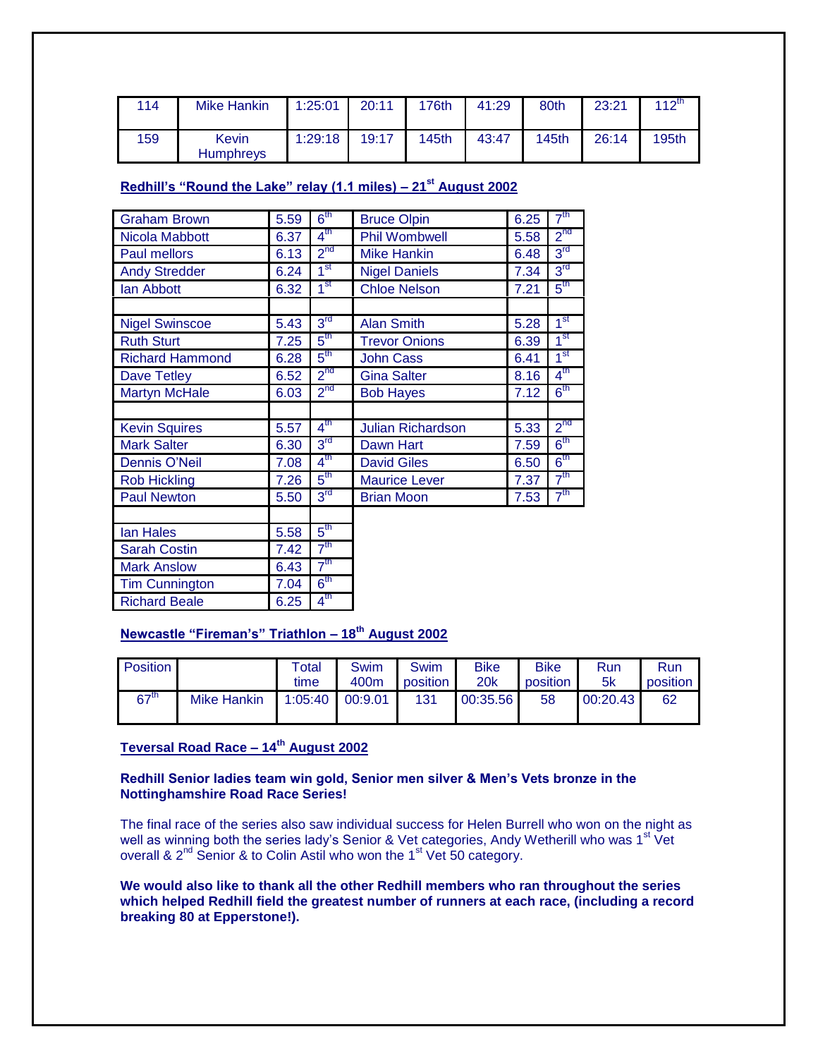| 114 | Mike Hankin | 1:25:01 | 20:11 | 176th | 41:29 | 80th | 23:21 | 112th |
|---|---|---|---|---|---|---|---|---|
| 159 | Kevin Humphreys | 1:29:18 | 19:17 | 145th | 43:47 | 145th | 26:14 | 195th |

**Redhill's "Round the Lake" relay (1.1 miles) – 21st August 2002**

| | | | | | |
|---|---|---|---|---|---|
| Graham Brown | 5.59 | 6th | Bruce Olpin | 6.25 | 7th |
| Nicola Mabbott | 6.37 | 4th | Phil Wombwell | 5.58 | 2nd |
| Paul mellors | 6.13 | 2nd | Mike Hankin | 6.48 | 3rd |
| Andy Stredder | 6.24 | 1st | Nigel Daniels | 7.34 | 3rd |
| Ian Abbott | 6.32 | 1st | Chloe Nelson | 7.21 | 5th |
| | | | | | |
| Nigel Swinscoe | 5.43 | 3rd | Alan Smith | 5.28 | 1st |
| Ruth Sturt | 7.25 | 5th | Trevor Onions | 6.39 | 1st |
| Richard Hammond | 6.28 | 5th | John Cass | 6.41 | 1st |
| Dave Tetley | 6.52 | 2nd | Gina Salter | 8.16 | 4th |
| Martyn McHale | 6.03 | 2nd | Bob Hayes | 7.12 | 6th |
| | | | | | |
| Kevin Squires | 5.57 | 4th | Julian Richardson | 5.33 | 2nd |
| Mark Salter | 6.30 | 3rd | Dawn Hart | 7.59 | 6th |
| Dennis O'Neil | 7.08 | 4th | David Giles | 6.50 | 6th |
| Rob Hickling | 7.26 | 5th | Maurice Lever | 7.37 | 7th |
| Paul Newton | 5.50 | 3rd | Brian Moon | 7.53 | 7th |
| | | | | | |
| Ian Hales | 5.58 | 5th | | | |
| Sarah Costin | 7.42 | 7th | | | |
| Mark Anslow | 6.43 | 7th | | | |
| Tim Cunnington | 7.04 | 6th | | | |
| Richard Beale | 6.25 | 4th | | | |

**Newcastle "Fireman's" Triathlon – 18th August 2002**

| Position | | Total time | Swim 400m | Swim position | Bike 20k | Bike position | Run 5k | Run position |
|---|---|---|---|---|---|---|---|---|
| 67th | Mike Hankin | 1:05:40 | 00:9.01 | 131 | 00:35.56 | 58 | 00:20.43 | 62 |

**Teversal Road Race – 14th August 2002**

**Redhill Senior ladies team win gold, Senior men silver & Men's Vets bronze in the Nottinghamshire Road Race Series!**

The final race of the series also saw individual success for Helen Burrell who won on the night as well as winning both the series lady's Senior & Vet categories, Andy Wetherill who was 1st Vet overall & 2nd Senior & to Colin Astil who won the 1st Vet 50 category.

**We would also like to thank all the other Redhill members who ran throughout the series which helped Redhill field the greatest number of runners at each race, (including a record breaking 80 at Epperstone!).**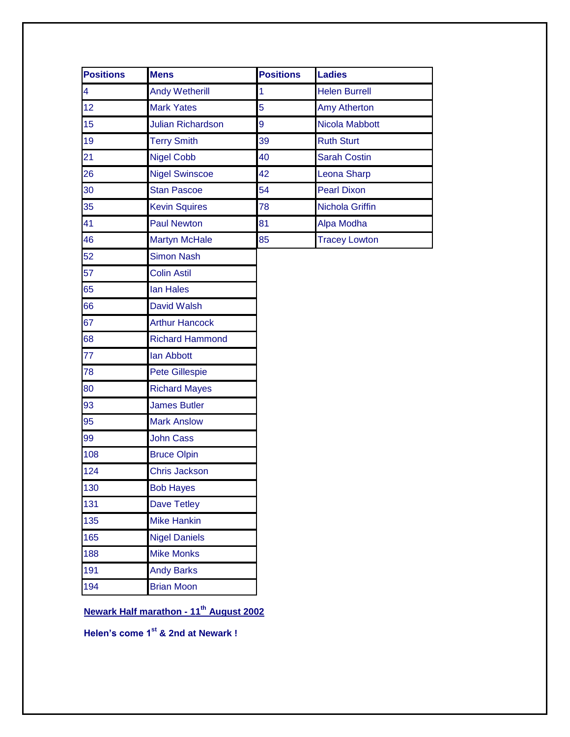| Positions | Mens | Positions | Ladies |
|---|---|---|---|
| 4 | Andy Wetherill | 1 | Helen Burrell |
| 12 | Mark Yates | 5 | Amy Atherton |
| 15 | Julian Richardson | 9 | Nicola Mabbott |
| 19 | Terry Smith | 39 | Ruth Sturt |
| 21 | Nigel Cobb | 40 | Sarah Costin |
| 26 | Nigel Swinscoe | 42 | Leona Sharp |
| 30 | Stan Pascoe | 54 | Pearl Dixon |
| 35 | Kevin Squires | 78 | Nichola Griffin |
| 41 | Paul Newton | 81 | Alpa Modha |
| 46 | Martyn McHale | 85 | Tracey Lowton |
| 52 | Simon Nash | | |
| 57 | Colin Astil | | |
| 65 | Ian Hales | | |
| 66 | David Walsh | | |
| 67 | Arthur Hancock | | |
| 68 | Richard Hammond | | |
| 77 | Ian Abbott | | |
| 78 | Pete Gillespie | | |
| 80 | Richard Mayes | | |
| 93 | James Butler | | |
| 95 | Mark Anslow | | |
| 99 | John Cass | | |
| 108 | Bruce Olpin | | |
| 124 | Chris Jackson | | |
| 130 | Bob Hayes | | |
| 131 | Dave Tetley | | |
| 135 | Mike Hankin | | |
| 165 | Nigel Daniels | | |
| 188 | Mike Monks | | |
| 191 | Andy Barks | | |
| 194 | Brian Moon | | |

**Newark Half marathon - 11th August 2002**

**Helen's come 1st & 2nd at Newark !**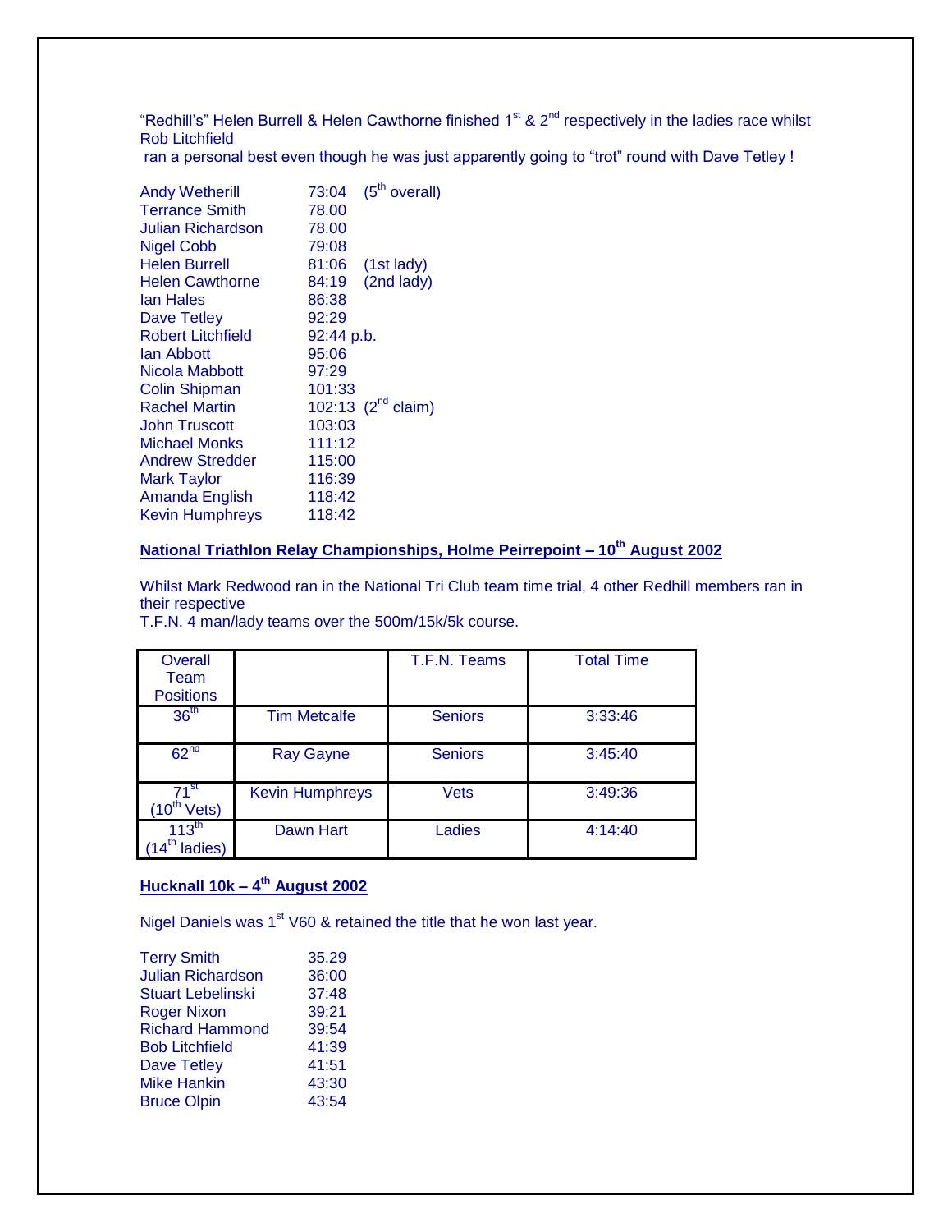"Redhill's" Helen Burrell & Helen Cawthorne finished 1st & 2nd respectively in the ladies race whilst Rob Litchfield
ran a personal best even though he was just apparently going to "trot" round with Dave Tetley !

| | |
|---|---|
| Andy Wetherill | 73:04 (5th overall) |
| Terrance Smith | 78.00 |
| Julian Richardson | 78.00 |
| Nigel Cobb | 79:08 |
| Helen Burrell | 81:06 (1st lady) |
| Helen Cawthorne | 84:19 (2nd lady) |
| Ian Hales | 86:38 |
| Dave Tetley | 92:29 |
| Robert Litchfield | 92:44 p.b. |
| Ian Abbott | 95:06 |
| Nicola Mabbott | 97:29 |
| Colin Shipman | 101:33 |
| Rachel Martin | 102:13 (2nd claim) |
| John Truscott | 103:03 |
| Michael Monks | 111:12 |
| Andrew Stredder | 115:00 |
| Mark Taylor | 116:39 |
| Amanda English | 118:42 |
| Kevin Humphreys | 118:42 |

**National Triathlon Relay Championships, Holme Peirrepoint – 10th August 2002**

Whilst Mark Redwood ran in the National Tri Club team time trial, 4 other Redhill members ran in their respective
T.F.N. 4 man/lady teams over the 500m/15k/5k course.

| Overall Team Positions | | T.F.N. Teams | Total Time |
|---|---|---|---|
| 36th | Tim Metcalfe | Seniors | 3:33:46 |
| 62nd | Ray Gayne | Seniors | 3:45:40 |
| 71st (10th Vets) | Kevin Humphreys | Vets | 3:49:36 |
| 113th (14th ladies) | Dawn Hart | Ladies | 4:14:40 |

**Hucknall 10k – 4th August 2002**

Nigel Daniels was 1st V60 & retained the title that he won last year.

| | |
|---|---|
| Terry Smith | 35.29 |
| Julian Richardson | 36:00 |
| Stuart Lebelinski | 37:48 |
| Roger Nixon | 39:21 |
| Richard Hammond | 39:54 |
| Bob Litchfield | 41:39 |
| Dave Tetley | 41:51 |
| Mike Hankin | 43:30 |
| Bruce Olpin | 43:54 |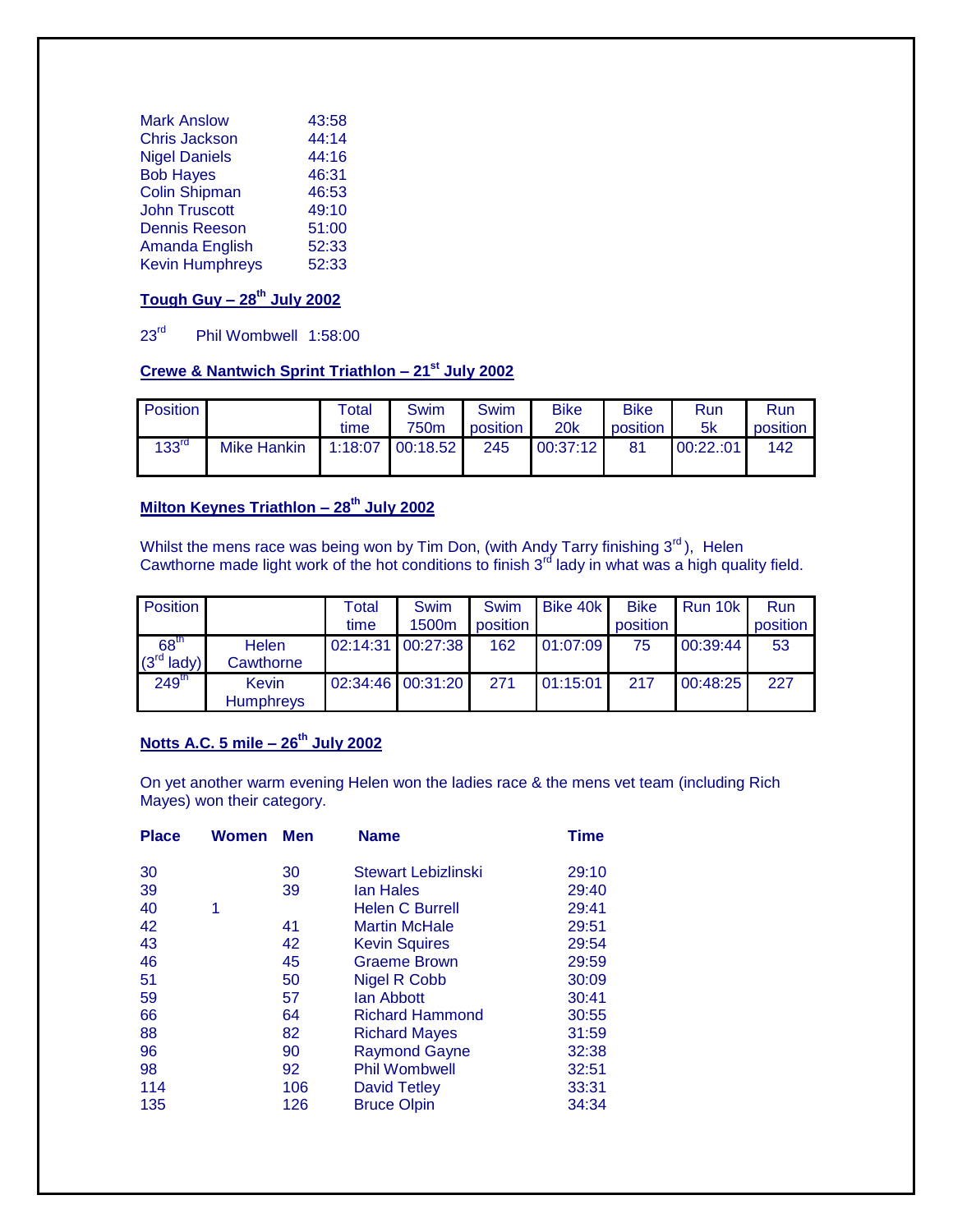| | |
|---|---|
| Mark Anslow | 43:58 |
| Chris Jackson | 44:14 |
| Nigel Daniels | 44:16 |
| Bob Hayes | 46:31 |
| Colin Shipman | 46:53 |
| John Truscott | 49:10 |
| Dennis Reeson | 51:00 |
| Amanda English | 52:33 |
| Kevin Humphreys | 52:33 |

**Tough Guy – 28th July 2002**

23rd Phil Wombwell 1:58:00

**Crewe & Nantwich Sprint Triathlon – 21st July 2002**

| Position | | Total time | Swim 750m | Swim position | Bike 20k | Bike position | Run 5k | Run position |
|---|---|---|---|---|---|---|---|---|
| 133rd | Mike Hankin | 1:18:07 | 00:18.52 | 245 | 00:37:12 | 81 | 00:22.:01 | 142 |

**Milton Keynes Triathlon – 28th July 2002**

Whilst the mens race was being won by Tim Don, (with Andy Tarry finishing 3rd), Helen Cawthorne made light work of the hot conditions to finish 3rd lady in what was a high quality field.

| Position | | Total time | Swim 1500m | Swim position | Bike 40k | Bike position | Run 10k | Run position |
|---|---|---|---|---|---|---|---|---|
| 68th (3rd lady) | Helen Cawthorne | 02:14:31 | 00:27:38 | 162 | 01:07:09 | 75 | 00:39:44 | 53 |
| 249th | Kevin Humphreys | 02:34:46 | 00:31:20 | 271 | 01:15:01 | 217 | 00:48:25 | 227 |

**Notts A.C. 5 mile – 26th July 2002**

On yet another warm evening Helen won the ladies race & the mens vet team (including Rich Mayes) won their category.

| Place | Women | Men | Name | Time |
|---|---|---|---|---|
| 30 | | 30 | Stewart Lebizlinski | 29:10 |
| 39 | | 39 | Ian Hales | 29:40 |
| 40 | 1 | | Helen C Burrell | 29:41 |
| 42 | | 41 | Martin McHale | 29:51 |
| 43 | | 42 | Kevin Squires | 29:54 |
| 46 | | 45 | Graeme Brown | 29:59 |
| 51 | | 50 | Nigel R Cobb | 30:09 |
| 59 | | 57 | Ian Abbott | 30:41 |
| 66 | | 64 | Richard Hammond | 30:55 |
| 88 | | 82 | Richard Mayes | 31:59 |
| 96 | | 90 | Raymond Gayne | 32:38 |
| 98 | | 92 | Phil Wombwell | 32:51 |
| 114 | | 106 | David Tetley | 33:31 |
| 135 | | 126 | Bruce Olpin | 34:34 |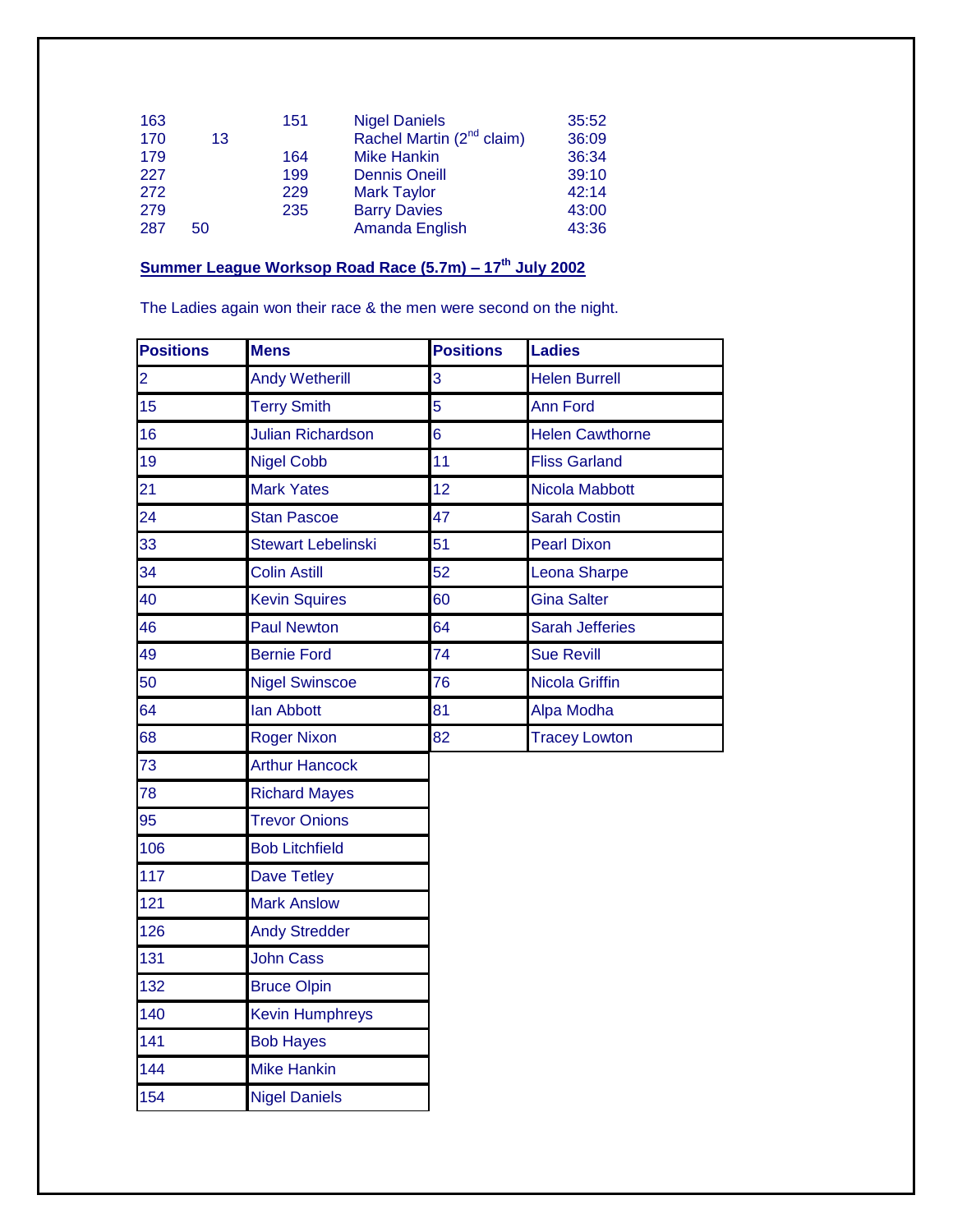| | | | | |
|---|---|---|---|---|
| 163 | | 151 | Nigel Daniels | 35:52 |
| 170 | 13 | | Rachel Martin (2nd claim) | 36:09 |
| 179 | | 164 | Mike Hankin | 36:34 |
| 227 | | 199 | Dennis Oneill | 39:10 |
| 272 | | 229 | Mark Taylor | 42:14 |
| 279 | | 235 | Barry Davies | 43:00 |
| 287 | 50 | | Amanda English | 43:36 |

**Summer League Worksop Road Race (5.7m) – 17th July 2002**

The Ladies again won their race & the men were second on the night.

| Positions | Mens | Positions | Ladies |
|---|---|---|---|
| 2 | Andy Wetherill | 3 | Helen Burrell |
| 15 | Terry Smith | 5 | Ann Ford |
| 16 | Julian Richardson | 6 | Helen Cawthorne |
| 19 | Nigel Cobb | 11 | Fliss Garland |
| 21 | Mark Yates | 12 | Nicola Mabbott |
| 24 | Stan Pascoe | 47 | Sarah Costin |
| 33 | Stewart Lebelinski | 51 | Pearl Dixon |
| 34 | Colin Astill | 52 | Leona Sharpe |
| 40 | Kevin Squires | 60 | Gina Salter |
| 46 | Paul Newton | 64 | Sarah Jefferies |
| 49 | Bernie Ford | 74 | Sue Revill |
| 50 | Nigel Swinscoe | 76 | Nicola Griffin |
| 64 | Ian Abbott | 81 | Alpa Modha |
| 68 | Roger Nixon | 82 | Tracey Lowton |
| 73 | Arthur Hancock | | |
| 78 | Richard Mayes | | |
| 95 | Trevor Onions | | |
| 106 | Bob Litchfield | | |
| 117 | Dave Tetley | | |
| 121 | Mark Anslow | | |
| 126 | Andy Stredder | | |
| 131 | John Cass | | |
| 132 | Bruce Olpin | | |
| 140 | Kevin Humphreys | | |
| 141 | Bob Hayes | | |
| 144 | Mike Hankin | | |
| 154 | Nigel Daniels | | |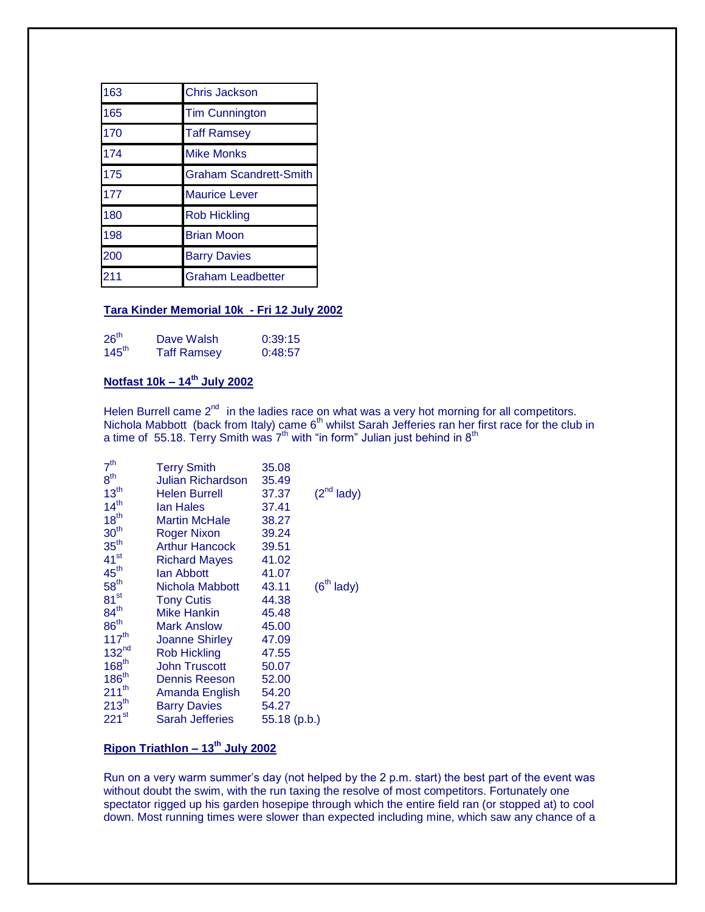| | |
|---|---|
| 163 | Chris Jackson |
| 165 | Tim Cunnington |
| 170 | Taff Ramsey |
| 174 | Mike Monks |
| 175 | Graham Scandrett-Smith |
| 177 | Maurice Lever |
| 180 | Rob Hickling |
| 198 | Brian Moon |
| 200 | Barry Davies |
| 211 | Graham Leadbetter |

## Tara Kinder Memorial 10k - Fri 12 July 2002

| | | |
|---|---|---|
| 26th | Dave Walsh | 0:39:15 |
| 145th | Taff Ramsey | 0:48:57 |

## Notfast 10k – 14th July 2002

Helen Burrell came 2nd in the ladies race on what was a very hot morning for all competitors. Nichola Mabbott (back from Italy) came 6th whilst Sarah Jefferies ran her first race for the club in a time of 55.18. Terry Smith was 7th with "in form" Julian just behind in 8th

| | | | |
|---|---|---|---|
| 7th | Terry Smith | 35.08 | |
| 8th | Julian Richardson | 35.49 | |
| 13th | Helen Burrell | 37.37 | (2nd lady) |
| 14th | Ian Hales | 37.41 | |
| 18th | Martin McHale | 38.27 | |
| 30th | Roger Nixon | 39.24 | |
| 35th | Arthur Hancock | 39.51 | |
| 41st | Richard Mayes | 41.02 | |
| 45th | Ian Abbott | 41.07 | |
| 58th | Nichola Mabbott | 43.11 | (6th lady) |
| 81st | Tony Cutis | 44.38 | |
| 84th | Mike Hankin | 45.48 | |
| 86th | Mark Anslow | 45.00 | |
| 117th | Joanne Shirley | 47.09 | |
| 132nd | Rob Hickling | 47.55 | |
| 168th | John Truscott | 50.07 | |
| 186th | Dennis Reeson | 52.00 | |
| 211th | Amanda English | 54.20 | |
| 213th | Barry Davies | 54.27 | |
| 221st | Sarah Jefferies | 55.18 (p.b.) | |

## Ripon Triathlon – 13th July 2002

Run on a very warm summer's day (not helped by the 2 p.m. start) the best part of the event was without doubt the swim, with the run taxing the resolve of most competitors. Fortunately one spectator rigged up his garden hosepipe through which the entire field ran (or stopped at) to cool down. Most running times were slower than expected including mine, which saw any chance of a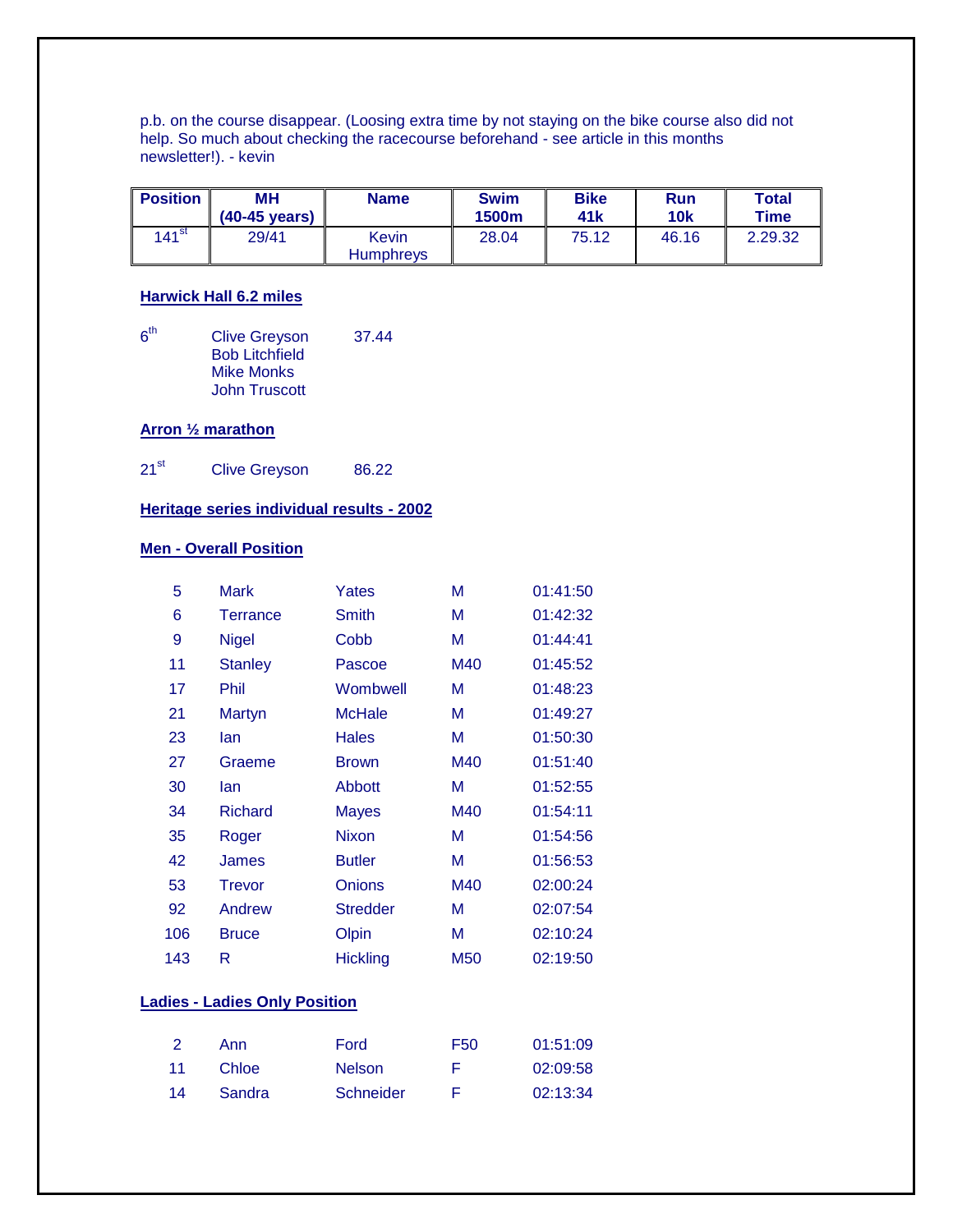p.b. on the course disappear. (Loosing extra time by not staying on the bike course also did not help. So much about checking the racecourse beforehand - see article in this months newsletter!). - kevin

| Position | MH (40-45 years) | Name | Swim 1500m | Bike 41k | Run 10k | Total Time |
|---|---|---|---|---|---|---|
| 141st | 29/41 | Kevin Humphreys | 28.04 | 75.12 | 46.16 | 2.29.32 |

**Harwick Hall 6.2 miles**

6th Clive Greyson 37.44
Bob Litchfield
Mike Monks
John Truscott

**Arron ½ marathon**

21st Clive Greyson 86.22

**Heritage series individual results - 2002**

**Men - Overall Position**

| | | | | |
|---|---|---|---|---|
| 5 | Mark | Yates | M | 01:41:50 |
| 6 | Terrance | Smith | M | 01:42:32 |
| 9 | Nigel | Cobb | M | 01:44:41 |
| 11 | Stanley | Pascoe | M40 | 01:45:52 |
| 17 | Phil | Wombwell | M | 01:48:23 |
| 21 | Martyn | McHale | M | 01:49:27 |
| 23 | Ian | Hales | M | 01:50:30 |
| 27 | Graeme | Brown | M40 | 01:51:40 |
| 30 | Ian | Abbott | M | 01:52:55 |
| 34 | Richard | Mayes | M40 | 01:54:11 |
| 35 | Roger | Nixon | M | 01:54:56 |
| 42 | James | Butler | M | 01:56:53 |
| 53 | Trevor | Onions | M40 | 02:00:24 |
| 92 | Andrew | Stredder | M | 02:07:54 |
| 106 | Bruce | Olpin | M | 02:10:24 |
| 143 | R | Hickling | M50 | 02:19:50 |

**Ladies - Ladies Only Position**

| | | | | |
|---|---|---|---|---|
| 2 | Ann | Ford | F50 | 01:51:09 |
| 11 | Chloe | Nelson | F | 02:09:58 |
| 14 | Sandra | Schneider | F | 02:13:34 |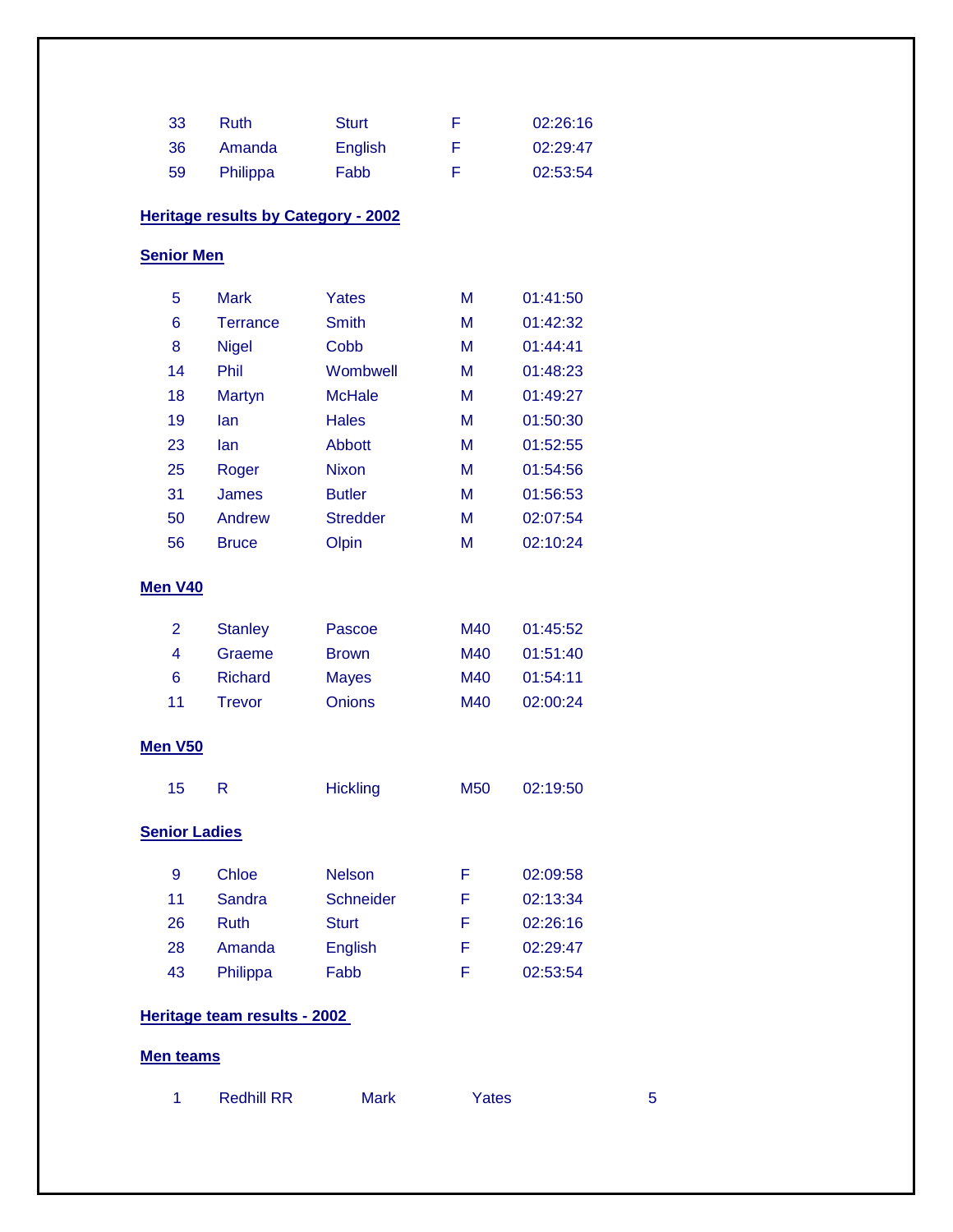| | | | | |
|---|---|---|---|---|
| 33 | Ruth | Sturt | F | 02:26:16 |
| 36 | Amanda | English | F | 02:29:47 |
| 59 | Philippa | Fabb | F | 02:53:54 |

## Heritage results by Category - 2002

### Senior Men

| | | | | |
|---|---|---|---|---|
| 5 | Mark | Yates | M | 01:41:50 |
| 6 | Terrance | Smith | M | 01:42:32 |
| 8 | Nigel | Cobb | M | 01:44:41 |
| 14 | Phil | Wombwell | M | 01:48:23 |
| 18 | Martyn | McHale | M | 01:49:27 |
| 19 | Ian | Hales | M | 01:50:30 |
| 23 | Ian | Abbott | M | 01:52:55 |
| 25 | Roger | Nixon | M | 01:54:56 |
| 31 | James | Butler | M | 01:56:53 |
| 50 | Andrew | Stredder | M | 02:07:54 |
| 56 | Bruce | Olpin | M | 02:10:24 |

### Men V40

| | | | | |
|---|---|---|---|---|
| 2 | Stanley | Pascoe | M40 | 01:45:52 |
| 4 | Graeme | Brown | M40 | 01:51:40 |
| 6 | Richard | Mayes | M40 | 01:54:11 |
| 11 | Trevor | Onions | M40 | 02:00:24 |

### Men V50

| | | | | |
|---|---|---|---|---|
| 15 | R | Hickling | M50 | 02:19:50 |

### Senior Ladies

| | | | | |
|---|---|---|---|---|
| 9 | Chloe | Nelson | F | 02:09:58 |
| 11 | Sandra | Schneider | F | 02:13:34 |
| 26 | Ruth | Sturt | F | 02:26:16 |
| 28 | Amanda | English | F | 02:29:47 |
| 43 | Philippa | Fabb | F | 02:53:54 |

## Heritage team results - 2002

### Men teams

| | | | | |
|---|---|---|---|---|
| 1 | Redhill RR | Mark | Yates | 5 |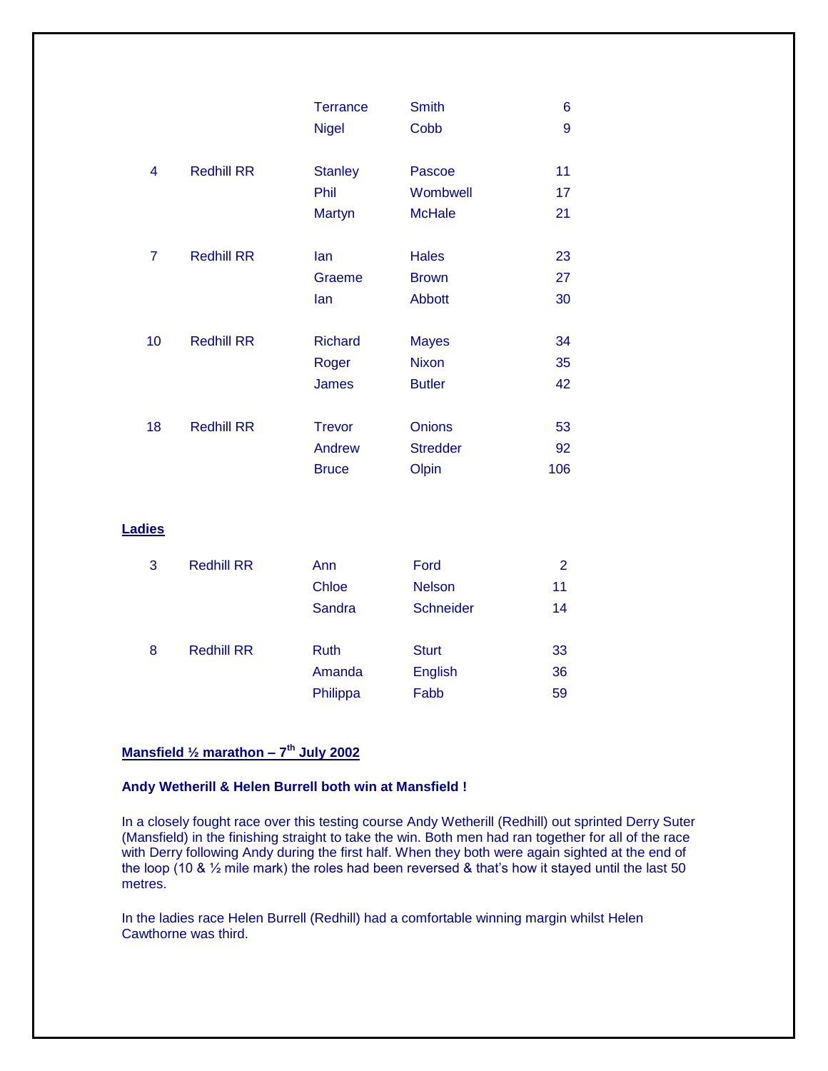| | | | | |
|---|---|---|---|---|
| | | Terrance | Smith | 6 |
| | | Nigel | Cobb | 9 |
| 4 | Redhill RR | Stanley | Pascoe | 11 |
| | | Phil | Wombwell | 17 |
| | | Martyn | McHale | 21 |
| 7 | Redhill RR | Ian | Hales | 23 |
| | | Graeme | Brown | 27 |
| | | Ian | Abbott | 30 |
| 10 | Redhill RR | Richard | Mayes | 34 |
| | | Roger | Nixon | 35 |
| | | James | Butler | 42 |
| 18 | Redhill RR | Trevor | Onions | 53 |
| | | Andrew | Stredder | 92 |
| | | Bruce | Olpin | 106 |

**Ladies**

| | | | | |
|---|---|---|---|---|
| 3 | Redhill RR | Ann | Ford | 2 |
| | | Chloe | Nelson | 11 |
| | | Sandra | Schneider | 14 |
| 8 | Redhill RR | Ruth | Sturt | 33 |
| | | Amanda | English | 36 |
| | | Philippa | Fabb | 59 |

**Mansfield ½ marathon – 7th July 2002**

**Andy Wetherill & Helen Burrell both win at Mansfield !**

In a closely fought race over this testing course Andy Wetherill (Redhill) out sprinted Derry Suter (Mansfield) in the finishing straight to take the win. Both men had ran together for all of the race with Derry following Andy during the first half. When they both were again sighted at the end of the loop (10 & ½ mile mark) the roles had been reversed & that's how it stayed until the last 50 metres.

In the ladies race Helen Burrell (Redhill) had a comfortable winning margin whilst Helen Cawthorne was third.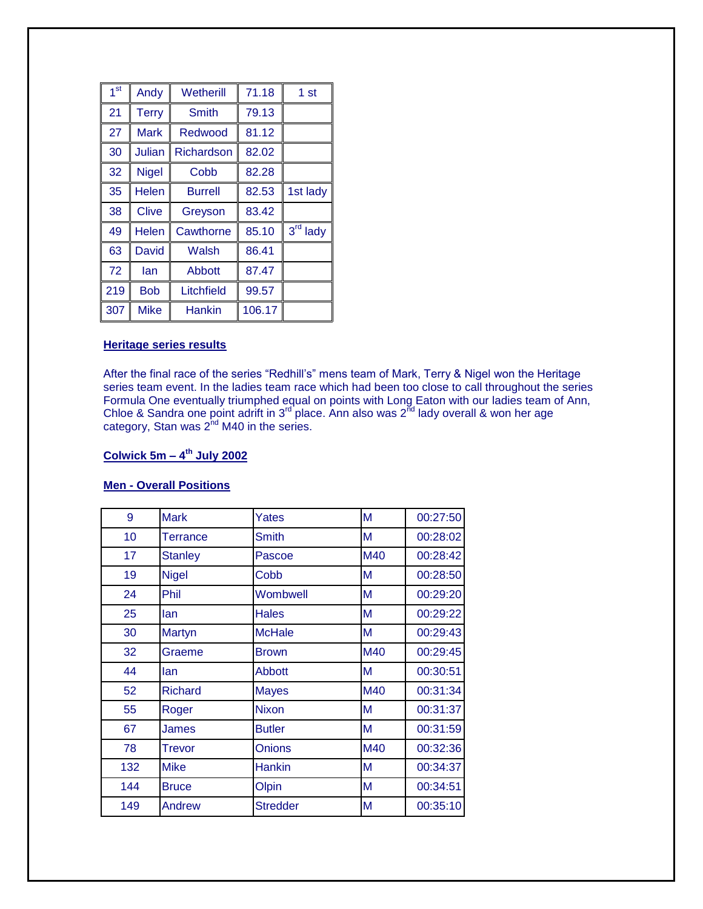| 1st | Andy | Wetherill | 71.18 | 1 st |
|---|---|---|---|---|
| 21 | Terry | Smith | 79.13 | |
| 27 | Mark | Redwood | 81.12 | |
| 30 | Julian | Richardson | 82.02 | |
| 32 | Nigel | Cobb | 82.28 | |
| 35 | Helen | Burrell | 82.53 | 1st lady |
| 38 | Clive | Greyson | 83.42 | |
| 49 | Helen | Cawthorne | 85.10 | 3rd lady |
| 63 | David | Walsh | 86.41 | |
| 72 | Ian | Abbott | 87.47 | |
| 219 | Bob | Litchfield | 99.57 | |
| 307 | Mike | Hankin | 106.17 | |

**Heritage series results**

After the final race of the series "Redhill's" mens team of Mark, Terry & Nigel won the Heritage series team event. In the ladies team race which had been too close to call throughout the series Formula One eventually triumphed equal on points with Long Eaton with our ladies team of Ann, Chloe & Sandra one point adrift in 3rd place. Ann also was 2nd lady overall & won her age category, Stan was 2nd M40 in the series.

**Colwick 5m – 4th July 2002**

**Men - Overall Positions**

| 9 | Mark | Yates | M | 00:27:50 |
|---|---|---|---|---|
| 10 | Terrance | Smith | M | 00:28:02 |
| 17 | Stanley | Pascoe | M40 | 00:28:42 |
| 19 | Nigel | Cobb | M | 00:28:50 |
| 24 | Phil | Wombwell | M | 00:29:20 |
| 25 | Ian | Hales | M | 00:29:22 |
| 30 | Martyn | McHale | M | 00:29:43 |
| 32 | Graeme | Brown | M40 | 00:29:45 |
| 44 | Ian | Abbott | M | 00:30:51 |
| 52 | Richard | Mayes | M40 | 00:31:34 |
| 55 | Roger | Nixon | M | 00:31:37 |
| 67 | James | Butler | M | 00:31:59 |
| 78 | Trevor | Onions | M40 | 00:32:36 |
| 132 | Mike | Hankin | M | 00:34:37 |
| 144 | Bruce | Olpin | M | 00:34:51 |
| 149 | Andrew | Stredder | M | 00:35:10 |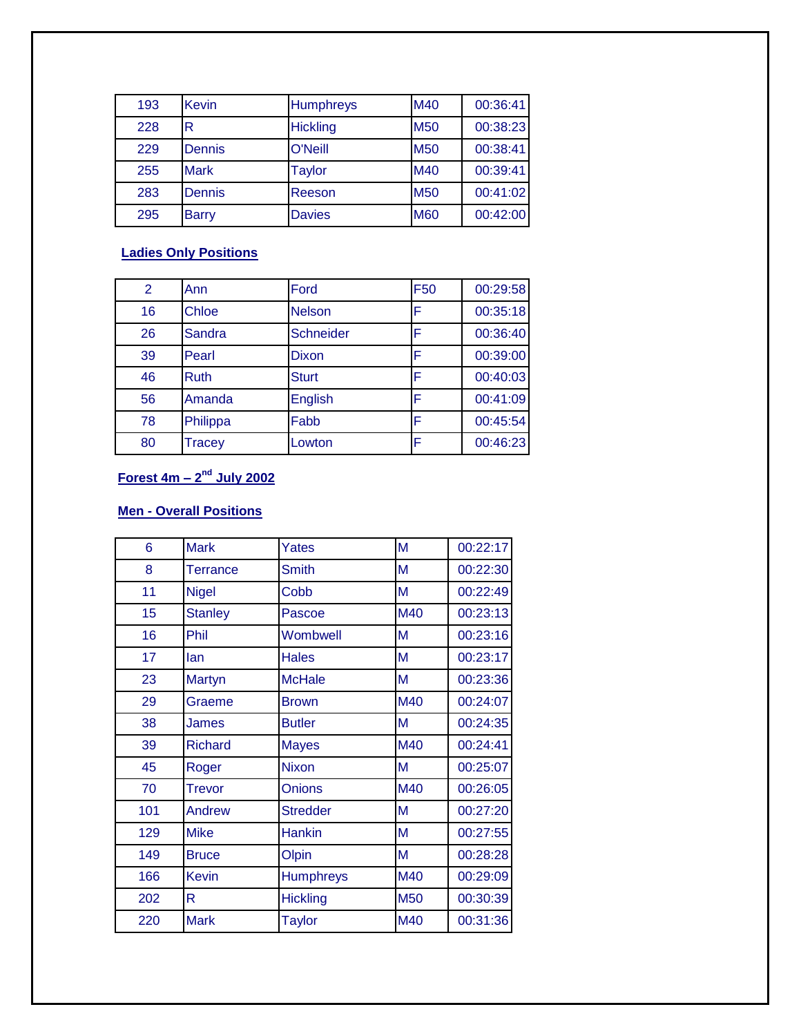| | | | | |
|---|---|---|---|---|
| 193 | Kevin | Humphreys | M40 | 00:36:41 |
| 228 | R | Hickling | M50 | 00:38:23 |
| 229 | Dennis | O'Neill | M50 | 00:38:41 |
| 255 | Mark | Taylor | M40 | 00:39:41 |
| 283 | Dennis | Reeson | M50 | 00:41:02 |
| 295 | Barry | Davies | M60 | 00:42:00 |

**Ladies Only Positions**

| | | | | |
|---|---|---|---|---|
| 2 | Ann | Ford | F50 | 00:29:58 |
| 16 | Chloe | Nelson | F | 00:35:18 |
| 26 | Sandra | Schneider | F | 00:36:40 |
| 39 | Pearl | Dixon | F | 00:39:00 |
| 46 | Ruth | Sturt | F | 00:40:03 |
| 56 | Amanda | English | F | 00:41:09 |
| 78 | Philippa | Fabb | F | 00:45:54 |
| 80 | Tracey | Lowton | F | 00:46:23 |

**Forest 4m – 2nd July 2002**

**Men - Overall Positions**

| | | | | |
|---|---|---|---|---|
| 6 | Mark | Yates | M | 00:22:17 |
| 8 | Terrance | Smith | M | 00:22:30 |
| 11 | Nigel | Cobb | M | 00:22:49 |
| 15 | Stanley | Pascoe | M40 | 00:23:13 |
| 16 | Phil | Wombwell | M | 00:23:16 |
| 17 | Ian | Hales | M | 00:23:17 |
| 23 | Martyn | McHale | M | 00:23:36 |
| 29 | Graeme | Brown | M40 | 00:24:07 |
| 38 | James | Butler | M | 00:24:35 |
| 39 | Richard | Mayes | M40 | 00:24:41 |
| 45 | Roger | Nixon | M | 00:25:07 |
| 70 | Trevor | Onions | M40 | 00:26:05 |
| 101 | Andrew | Stredder | M | 00:27:20 |
| 129 | Mike | Hankin | M | 00:27:55 |
| 149 | Bruce | Olpin | M | 00:28:28 |
| 166 | Kevin | Humphreys | M40 | 00:29:09 |
| 202 | R | Hickling | M50 | 00:30:39 |
| 220 | Mark | Taylor | M40 | 00:31:36 |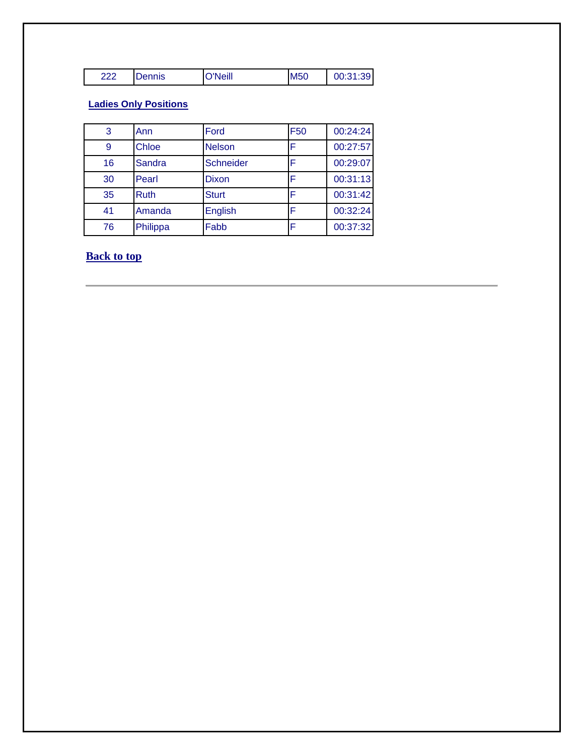| | | | | |
|---|---|---|---|---|
| 222 | Dennis | O'Neill | M50 | 00:31:39 |

**Ladies Only Positions**

| | | | | |
|---|---|---|---|---|
| 3 | Ann | Ford | F50 | 00:24:24 |
| 9 | Chloe | Nelson | F | 00:27:57 |
| 16 | Sandra | Schneider | F | 00:29:07 |
| 30 | Pearl | Dixon | F | 00:31:13 |
| 35 | Ruth | Sturt | F | 00:31:42 |
| 41 | Amanda | English | F | 00:32:24 |
| 76 | Philippa | Fabb | F | 00:37:32 |

**Back to top**

---